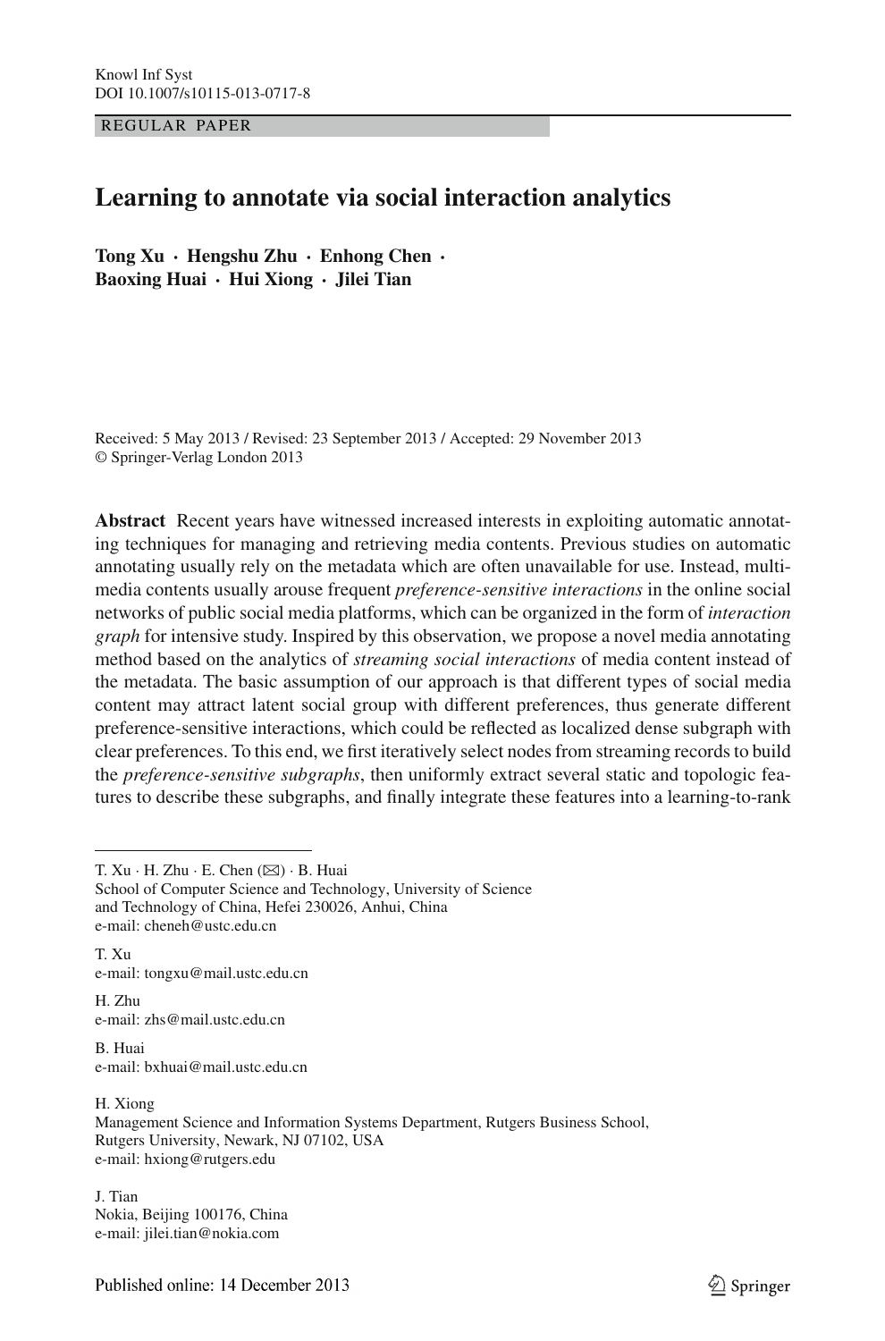Knowl Inf Syst
DOI 10.1007/s10115-013-0717-8

REGULAR PAPER

# Learning to annotate via social interaction analytics

**Tong Xu · Hengshu Zhu · Enhong Chen · Baoxing Huai · Hui Xiong · Jilei Tian**

Received: 5 May 2013 / Revised: 23 September 2013 / Accepted: 29 November 2013
© Springer-Verlag London 2013

**Abstract** Recent years have witnessed increased interests in exploiting automatic annotating techniques for managing and retrieving media contents. Previous studies on automatic annotating usually rely on the metadata which are often unavailable for use. Instead, multimedia contents usually arouse frequent *preference-sensitive interactions* in the online social networks of public social media platforms, which can be organized in the form of *interaction graph* for intensive study. Inspired by this observation, we propose a novel media annotating method based on the analytics of *streaming social interactions* of media content instead of the metadata. The basic assumption of our approach is that different types of social media content may attract latent social group with different preferences, thus generate different preference-sensitive interactions, which could be reflected as localized dense subgraph with clear preferences. To this end, we first iteratively select nodes from streaming records to build the *preference-sensitive subgraphs*, then uniformly extract several static and topologic features to describe these subgraphs, and finally integrate these features into a learning-to-rank

---

T. Xu · H. Zhu · E. Chen (✉) · B. Huai
School of Computer Science and Technology, University of Science and Technology of China, Hefei 230026, Anhui, China
e-mail: cheneh@ustc.edu.cn

T. Xu
e-mail: tongxu@mail.ustc.edu.cn

H. Zhu
e-mail: zhs@mail.ustc.edu.cn

B. Huai
e-mail: bxhuai@mail.ustc.edu.cn

H. Xiong
Management Science and Information Systems Department, Rutgers Business School, Rutgers University, Newark, NJ 07102, USA
e-mail: hxiong@rutgers.edu

J. Tian
Nokia, Beijing 100176, China
e-mail: jilei.tian@nokia.com

Published online: 14 December 2013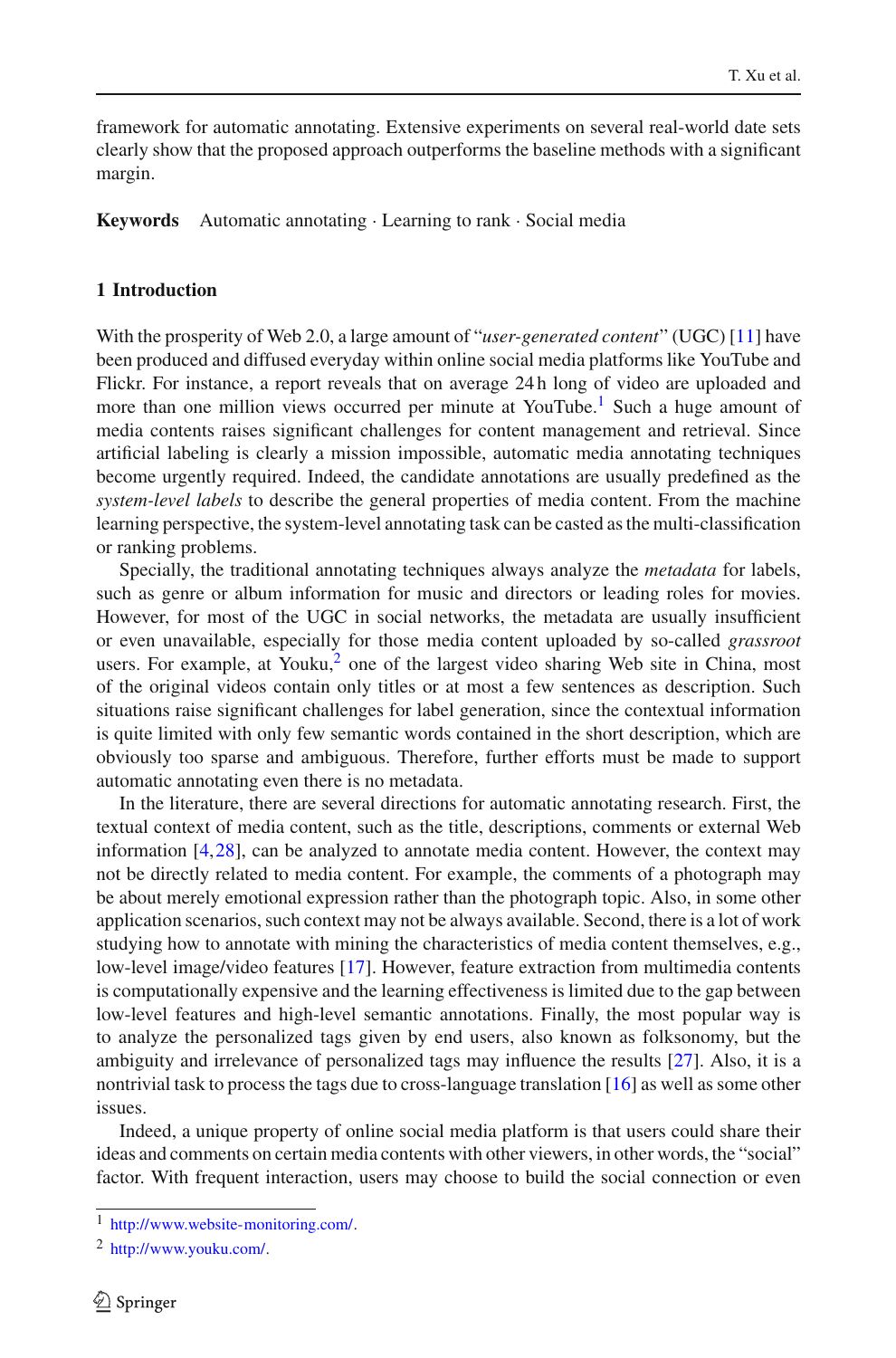framework for automatic annotating. Extensive experiments on several real-world date sets clearly show that the proposed approach outperforms the baseline methods with a significant margin.

**Keywords** Automatic annotating · Learning to rank · Social media

## 1 Introduction

With the prosperity of Web 2.0, a large amount of "*user-generated content*" (UGC) [11] have been produced and diffused everyday within online social media platforms like YouTube and Flickr. For instance, a report reveals that on average 24 h long of video are uploaded and more than one million views occurred per minute at YouTube.[1] Such a huge amount of media contents raises significant challenges for content management and retrieval. Since artificial labeling is clearly a mission impossible, automatic media annotating techniques become urgently required. Indeed, the candidate annotations are usually predefined as the *system-level labels* to describe the general properties of media content. From the machine learning perspective, the system-level annotating task can be casted as the multi-classification or ranking problems.

Specially, the traditional annotating techniques always analyze the *metadata* for labels, such as genre or album information for music and directors or leading roles for movies. However, for most of the UGC in social networks, the metadata are usually insufficient or even unavailable, especially for those media content uploaded by so-called *grassroot* users. For example, at Youku,[2] one of the largest video sharing Web site in China, most of the original videos contain only titles or at most a few sentences as description. Such situations raise significant challenges for label generation, since the contextual information is quite limited with only few semantic words contained in the short description, which are obviously too sparse and ambiguous. Therefore, further efforts must be made to support automatic annotating even there is no metadata.

In the literature, there are several directions for automatic annotating research. First, the textual context of media content, such as the title, descriptions, comments or external Web information [4,28], can be analyzed to annotate media content. However, the context may not be directly related to media content. For example, the comments of a photograph may be about merely emotional expression rather than the photograph topic. Also, in some other application scenarios, such context may not be always available. Second, there is a lot of work studying how to annotate with mining the characteristics of media content themselves, e.g., low-level image/video features [17]. However, feature extraction from multimedia contents is computationally expensive and the learning effectiveness is limited due to the gap between low-level features and high-level semantic annotations. Finally, the most popular way is to analyze the personalized tags given by end users, also known as folksonomy, but the ambiguity and irrelevance of personalized tags may influence the results [27]. Also, it is a nontrivial task to process the tags due to cross-language translation [16] as well as some other issues.

Indeed, a unique property of online social media platform is that users could share their ideas and comments on certain media contents with other viewers, in other words, the "social" factor. With frequent interaction, users may choose to build the social connection or even

[1] http://www.website-monitoring.com/.

[2] http://www.youku.com/.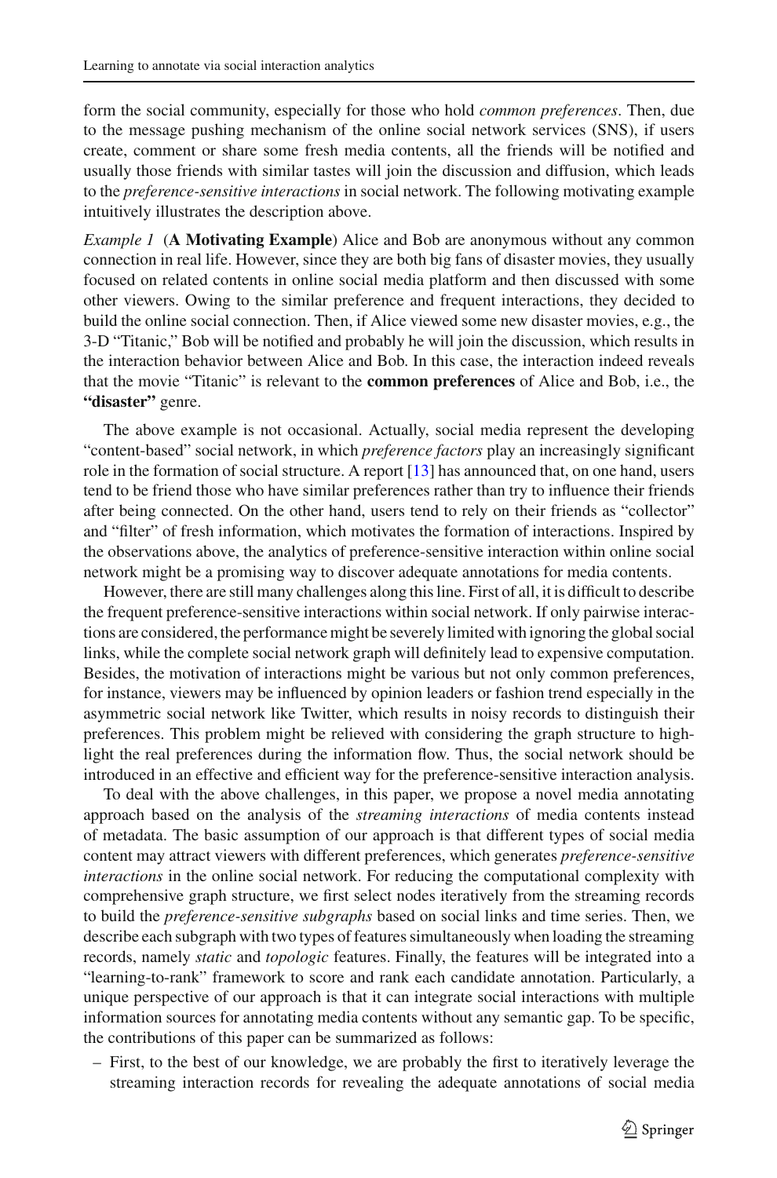form the social community, especially for those who hold *common preferences*. Then, due to the message pushing mechanism of the online social network services (SNS), if users create, comment or share some fresh media contents, all the friends will be notified and usually those friends with similar tastes will join the discussion and diffusion, which leads to the *preference-sensitive interactions* in social network. The following motivating example intuitively illustrates the description above.

*Example 1* (**A Motivating Example**) Alice and Bob are anonymous without any common connection in real life. However, since they are both big fans of disaster movies, they usually focused on related contents in online social media platform and then discussed with some other viewers. Owing to the similar preference and frequent interactions, they decided to build the online social connection. Then, if Alice viewed some new disaster movies, e.g., the 3-D "Titanic," Bob will be notified and probably he will join the discussion, which results in the interaction behavior between Alice and Bob. In this case, the interaction indeed reveals that the movie "Titanic" is relevant to the **common preferences** of Alice and Bob, i.e., the **"disaster"** genre.

The above example is not occasional. Actually, social media represent the developing "content-based" social network, in which *preference factors* play an increasingly significant role in the formation of social structure. A report [13] has announced that, on one hand, users tend to be friend those who have similar preferences rather than try to influence their friends after being connected. On the other hand, users tend to rely on their friends as "collector" and "filter" of fresh information, which motivates the formation of interactions. Inspired by the observations above, the analytics of preference-sensitive interaction within online social network might be a promising way to discover adequate annotations for media contents.

However, there are still many challenges along this line. First of all, it is difficult to describe the frequent preference-sensitive interactions within social network. If only pairwise interactions are considered, the performance might be severely limited with ignoring the global social links, while the complete social network graph will definitely lead to expensive computation. Besides, the motivation of interactions might be various but not only common preferences, for instance, viewers may be influenced by opinion leaders or fashion trend especially in the asymmetric social network like Twitter, which results in noisy records to distinguish their preferences. This problem might be relieved with considering the graph structure to highlight the real preferences during the information flow. Thus, the social network should be introduced in an effective and efficient way for the preference-sensitive interaction analysis.

To deal with the above challenges, in this paper, we propose a novel media annotating approach based on the analysis of the *streaming interactions* of media contents instead of metadata. The basic assumption of our approach is that different types of social media content may attract viewers with different preferences, which generates *preference-sensitive interactions* in the online social network. For reducing the computational complexity with comprehensive graph structure, we first select nodes iteratively from the streaming records to build the *preference-sensitive subgraphs* based on social links and time series. Then, we describe each subgraph with two types of features simultaneously when loading the streaming records, namely *static* and *topologic* features. Finally, the features will be integrated into a "learning-to-rank" framework to score and rank each candidate annotation. Particularly, a unique perspective of our approach is that it can integrate social interactions with multiple information sources for annotating media contents without any semantic gap. To be specific, the contributions of this paper can be summarized as follows:

– First, to the best of our knowledge, we are probably the first to iteratively leverage the streaming interaction records for revealing the adequate annotations of social media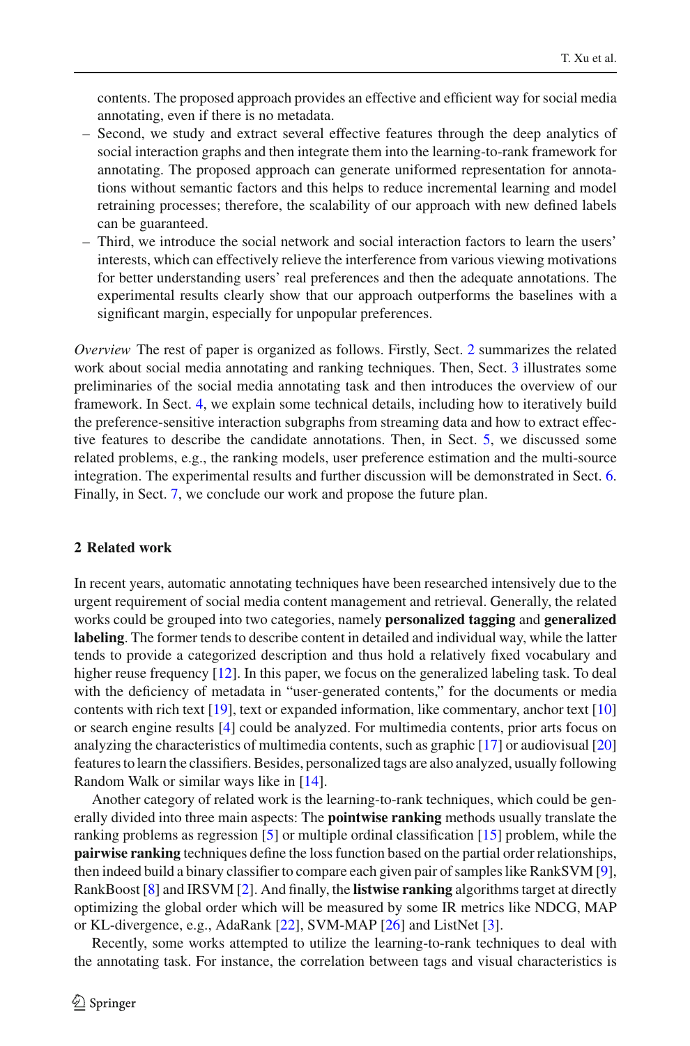contents. The proposed approach provides an effective and efficient way for social media annotating, even if there is no metadata.

- Second, we study and extract several effective features through the deep analytics of social interaction graphs and then integrate them into the learning-to-rank framework for annotating. The proposed approach can generate uniformed representation for annotations without semantic factors and this helps to reduce incremental learning and model retraining processes; therefore, the scalability of our approach with new defined labels can be guaranteed.
- Third, we introduce the social network and social interaction factors to learn the users' interests, which can effectively relieve the interference from various viewing motivations for better understanding users' real preferences and then the adequate annotations. The experimental results clearly show that our approach outperforms the baselines with a significant margin, especially for unpopular preferences.

*Overview* The rest of paper is organized as follows. Firstly, Sect. 2 summarizes the related work about social media annotating and ranking techniques. Then, Sect. 3 illustrates some preliminaries of the social media annotating task and then introduces the overview of our framework. In Sect. 4, we explain some technical details, including how to iteratively build the preference-sensitive interaction subgraphs from streaming data and how to extract effective features to describe the candidate annotations. Then, in Sect. 5, we discussed some related problems, e.g., the ranking models, user preference estimation and the multi-source integration. The experimental results and further discussion will be demonstrated in Sect. 6. Finally, in Sect. 7, we conclude our work and propose the future plan.

## 2 Related work

In recent years, automatic annotating techniques have been researched intensively due to the urgent requirement of social media content management and retrieval. Generally, the related works could be grouped into two categories, namely **personalized tagging** and **generalized labeling**. The former tends to describe content in detailed and individual way, while the latter tends to provide a categorized description and thus hold a relatively fixed vocabulary and higher reuse frequency [12]. In this paper, we focus on the generalized labeling task. To deal with the deficiency of metadata in "user-generated contents," for the documents or media contents with rich text [19], text or expanded information, like commentary, anchor text [10] or search engine results [4] could be analyzed. For multimedia contents, prior arts focus on analyzing the characteristics of multimedia contents, such as graphic [17] or audiovisual [20] features to learn the classifiers. Besides, personalized tags are also analyzed, usually following Random Walk or similar ways like in [14].

Another category of related work is the learning-to-rank techniques, which could be generally divided into three main aspects: The **pointwise ranking** methods usually translate the ranking problems as regression [5] or multiple ordinal classification [15] problem, while the **pairwise ranking** techniques define the loss function based on the partial order relationships, then indeed build a binary classifier to compare each given pair of samples like RankSVM [9], RankBoost [8] and IRSVM [2]. And finally, the **listwise ranking** algorithms target at directly optimizing the global order which will be measured by some IR metrics like NDCG, MAP or KL-divergence, e.g., AdaRank [22], SVM-MAP [26] and ListNet [3].

Recently, some works attempted to utilize the learning-to-rank techniques to deal with the annotating task. For instance, the correlation between tags and visual characteristics is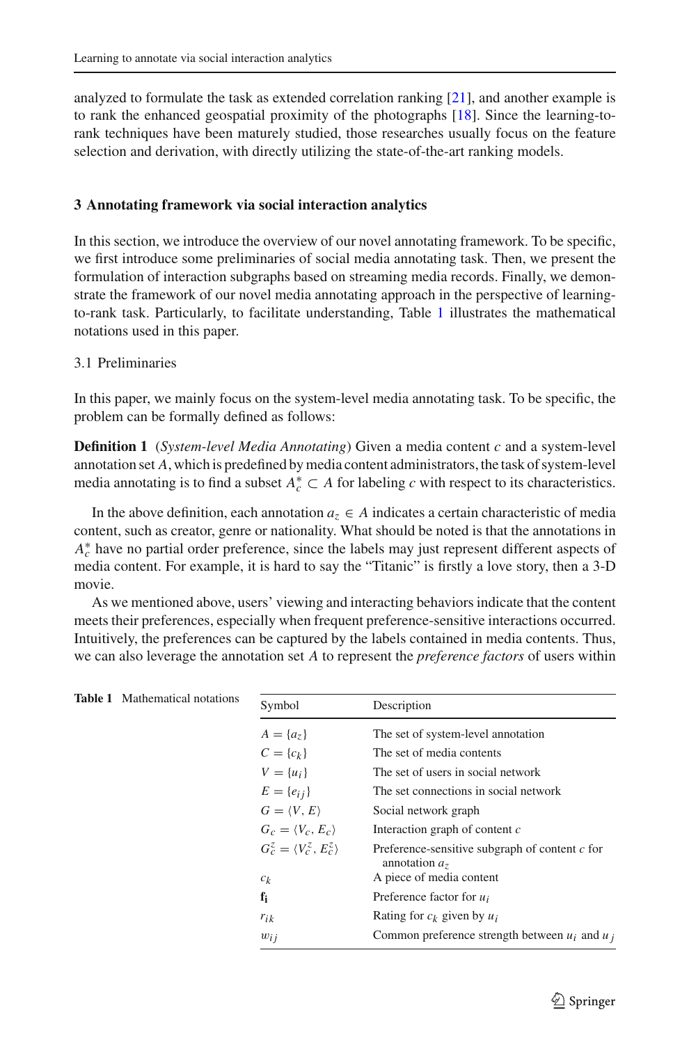analyzed to formulate the task as extended correlation ranking [21], and another example is to rank the enhanced geospatial proximity of the photographs [18]. Since the learning-to-rank techniques have been maturely studied, those researches usually focus on the feature selection and derivation, with directly utilizing the state-of-the-art ranking models.

## 3 Annotating framework via social interaction analytics

In this section, we introduce the overview of our novel annotating framework. To be specific, we first introduce some preliminaries of social media annotating task. Then, we present the formulation of interaction subgraphs based on streaming media records. Finally, we demonstrate the framework of our novel media annotating approach in the perspective of learning-to-rank task. Particularly, to facilitate understanding, Table 1 illustrates the mathematical notations used in this paper.

### 3.1 Preliminaries

In this paper, we mainly focus on the system-level media annotating task. To be specific, the problem can be formally defined as follows:

**Definition 1** (*System-level Media Annotating*) Given a media content $c$ and a system-level annotation set $A$, which is predefined by media content administrators, the task of system-level media annotating is to find a subset $A_c^* \subset A$ for labeling $c$ with respect to its characteristics.

In the above definition, each annotation $a_z \in A$ indicates a certain characteristic of media content, such as creator, genre or nationality. What should be noted is that the annotations in $A_c^*$ have no partial order preference, since the labels may just represent different aspects of media content. For example, it is hard to say the "Titanic" is firstly a love story, then a 3-D movie.

As we mentioned above, users' viewing and interacting behaviors indicate that the content meets their preferences, especially when frequent preference-sensitive interactions occurred. Intuitively, the preferences can be captured by the labels contained in media contents. Thus, we can also leverage the annotation set $A$ to represent the *preference factors* of users within

**Table 1** Mathematical notations

| Symbol | Description |
|---|---|
| $A = \{a_z\}$ | The set of system-level annotation |
| $C = \{c_k\}$ | The set of media contents |
| $V = \{u_i\}$ | The set of users in social network |
| $E = \{e_{ij}\}$ | The set connections in social network |
| $G = \langle V, E \rangle$ | Social network graph |
| $G_c = \langle V_c, E_c \rangle$ | Interaction graph of content $c$ |
| $G_c^z = \langle V_c^z, E_c^z \rangle$ | Preference-sensitive subgraph of content $c$ for annotation $a_z$ |
| $c_k$ | A piece of media content |
| $\mathbf{f_i}$ | Preference factor for $u_i$ |
| $r_{ik}$ | Rating for $c_k$ given by $u_i$ |
| $w_{ij}$ | Common preference strength between $u_i$ and $u_j$ |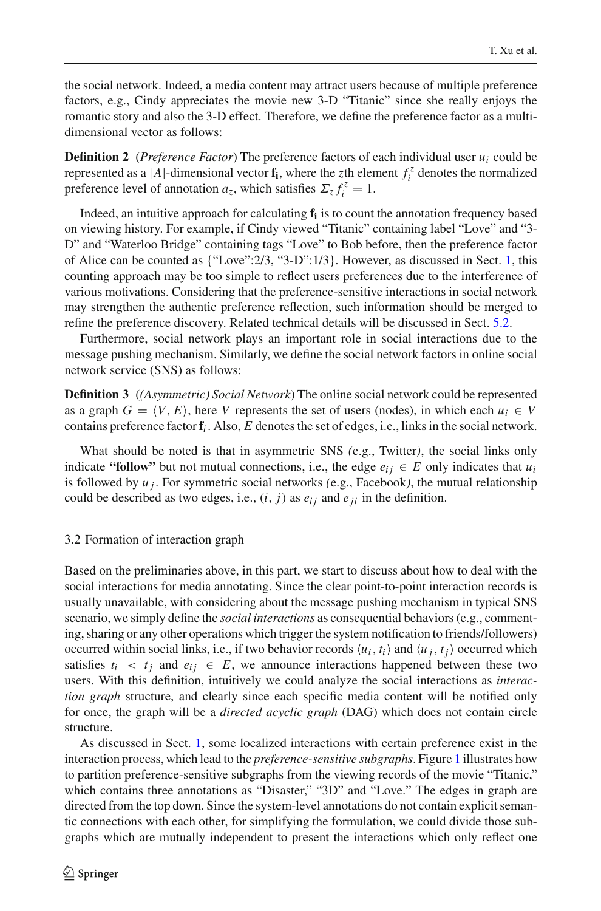the social network. Indeed, a media content may attract users because of multiple preference factors, e.g., Cindy appreciates the movie new 3-D "Titanic" since she really enjoys the romantic story and also the 3-D effect. Therefore, we define the preference factor as a multi-dimensional vector as follows:

**Definition 2** (*Preference Factor*) The preference factors of each individual user $u_i$ could be represented as a $|A|$-dimensional vector $\mathbf{f_i}$, where the $z$th element $f_i^z$ denotes the normalized preference level of annotation $a_z$, which satisfies $\Sigma_z f_i^z = 1$.

Indeed, an intuitive approach for calculating $\mathbf{f_i}$ is to count the annotation frequency based on viewing history. For example, if Cindy viewed "Titanic" containing label "Love" and "3-D" and "Waterloo Bridge" containing tags "Love" to Bob before, then the preference factor of Alice can be counted as {"Love":2/3, "3-D":1/3}. However, as discussed in Sect. 1, this counting approach may be too simple to reflect users preferences due to the interference of various motivations. Considering that the preference-sensitive interactions in social network may strengthen the authentic preference reflection, such information should be merged to refine the preference discovery. Related technical details will be discussed in Sect. 5.2.

Furthermore, social network plays an important role in social interactions due to the message pushing mechanism. Similarly, we define the social network factors in online social network service (SNS) as follows:

**Definition 3** (*(Asymmetric) Social Network*) The online social network could be represented as a graph $G = \langle V, E\rangle$, here $V$ represents the set of users (nodes), in which each $u_i \in V$ contains preference factor $\mathbf{f}_i$. Also, $E$ denotes the set of edges, i.e., links in the social network.

What should be noted is that in asymmetric SNS (e.g., Twitter), the social links only indicate **"follow"** but not mutual connections, i.e., the edge $e_{ij} \in E$ only indicates that $u_i$ is followed by $u_j$. For symmetric social networks (e.g., Facebook), the mutual relationship could be described as two edges, i.e., $(i, j)$ as $e_{ij}$ and $e_{ji}$ in the definition.

### 3.2 Formation of interaction graph

Based on the preliminaries above, in this part, we start to discuss about how to deal with the social interactions for media annotating. Since the clear point-to-point interaction records is usually unavailable, with considering about the message pushing mechanism in typical SNS scenario, we simply define the *social interactions* as consequential behaviors (e.g., commenting, sharing or any other operations which trigger the system notification to friends/followers) occurred within social links, i.e., if two behavior records $\langle u_i, t_i\rangle$ and $\langle u_j, t_j\rangle$ occurred which satisfies $t_i < t_j$ and $e_{ij} \in E$, we announce interactions happened between these two users. With this definition, intuitively we could analyze the social interactions as *interaction graph* structure, and clearly since each specific media content will be notified only for once, the graph will be a *directed acyclic graph* (DAG) which does not contain circle structure.

As discussed in Sect. 1, some localized interactions with certain preference exist in the interaction process, which lead to the *preference-sensitive subgraphs*. Figure 1 illustrates how to partition preference-sensitive subgraphs from the viewing records of the movie "Titanic," which contains three annotations as "Disaster," "3D" and "Love." The edges in graph are directed from the top down. Since the system-level annotations do not contain explicit semantic connections with each other, for simplifying the formulation, we could divide those subgraphs which are mutually independent to present the interactions which only reflect one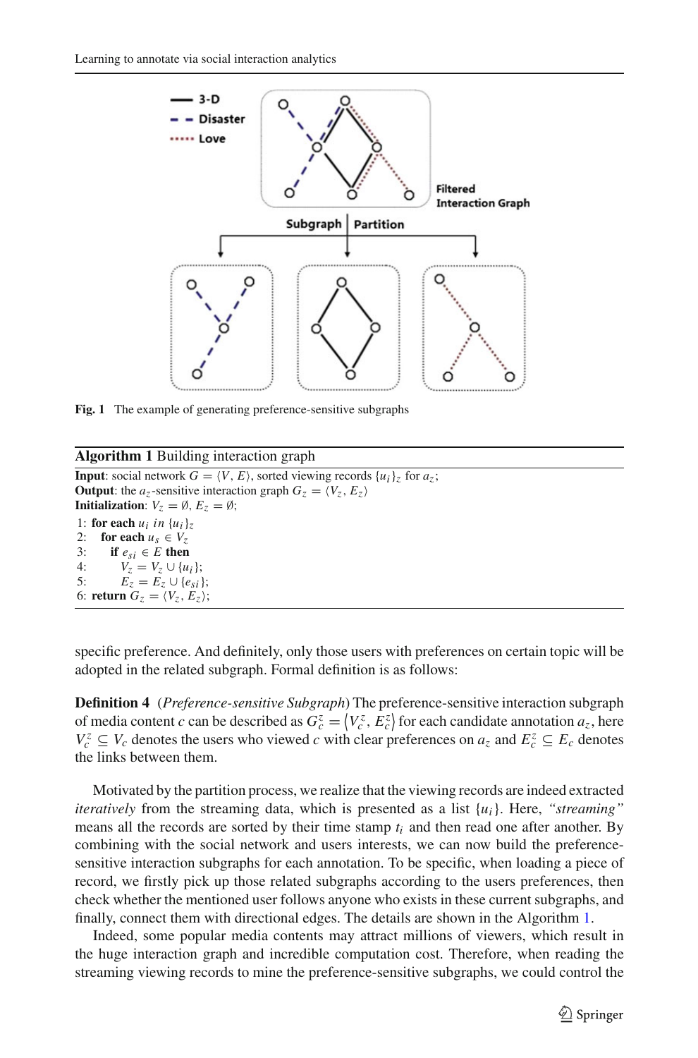Fig. 1 The example of generating preference-sensitive subgraphs

**Algorithm 1** Building interaction graph

**Input**: social network $G = \langle V, E \rangle$, sorted viewing records $\{u_i\}_z$ for $a_z$;
**Output**: the $a_z$-sensitive interaction graph $G_z = \langle V_z, E_z \rangle$
**Initialization**: $V_z = \emptyset$, $E_z = \emptyset$;

1: **for each** $u_i$ *in* $\{u_i\}_z$
2: **for each** $u_s \in V_z$
3: **if** $e_{si} \in E$ **then**
4: $V_z = V_z \cup \{u_i\}$;
5: $E_z = E_z \cup \{e_{si}\}$;
6: **return** $G_z = \langle V_z, E_z \rangle$;

specific preference. And definitely, only those users with preferences on certain topic will be adopted in the related subgraph. Formal definition is as follows:

**Definition 4** (*Preference-sensitive Subgraph*) The preference-sensitive interaction subgraph of media content $c$ can be described as $G_c^z = \langle V_c^z, E_c^z \rangle$ for each candidate annotation $a_z$, here $V_c^z \subseteq V_c$ denotes the users who viewed $c$ with clear preferences on $a_z$ and $E_c^z \subseteq E_c$ denotes the links between them.

Motivated by the partition process, we realize that the viewing records are indeed extracted *iteratively* from the streaming data, which is presented as a list $\{u_i\}$. Here, *"streaming"* means all the records are sorted by their time stamp $t_i$ and then read one after another. By combining with the social network and users interests, we can now build the preference-sensitive interaction subgraphs for each annotation. To be specific, when loading a piece of record, we firstly pick up those related subgraphs according to the users preferences, then check whether the mentioned user follows anyone who exists in these current subgraphs, and finally, connect them with directional edges. The details are shown in the Algorithm 1.

Indeed, some popular media contents may attract millions of viewers, which result in the huge interaction graph and incredible computation cost. Therefore, when reading the streaming viewing records to mine the preference-sensitive subgraphs, we could control the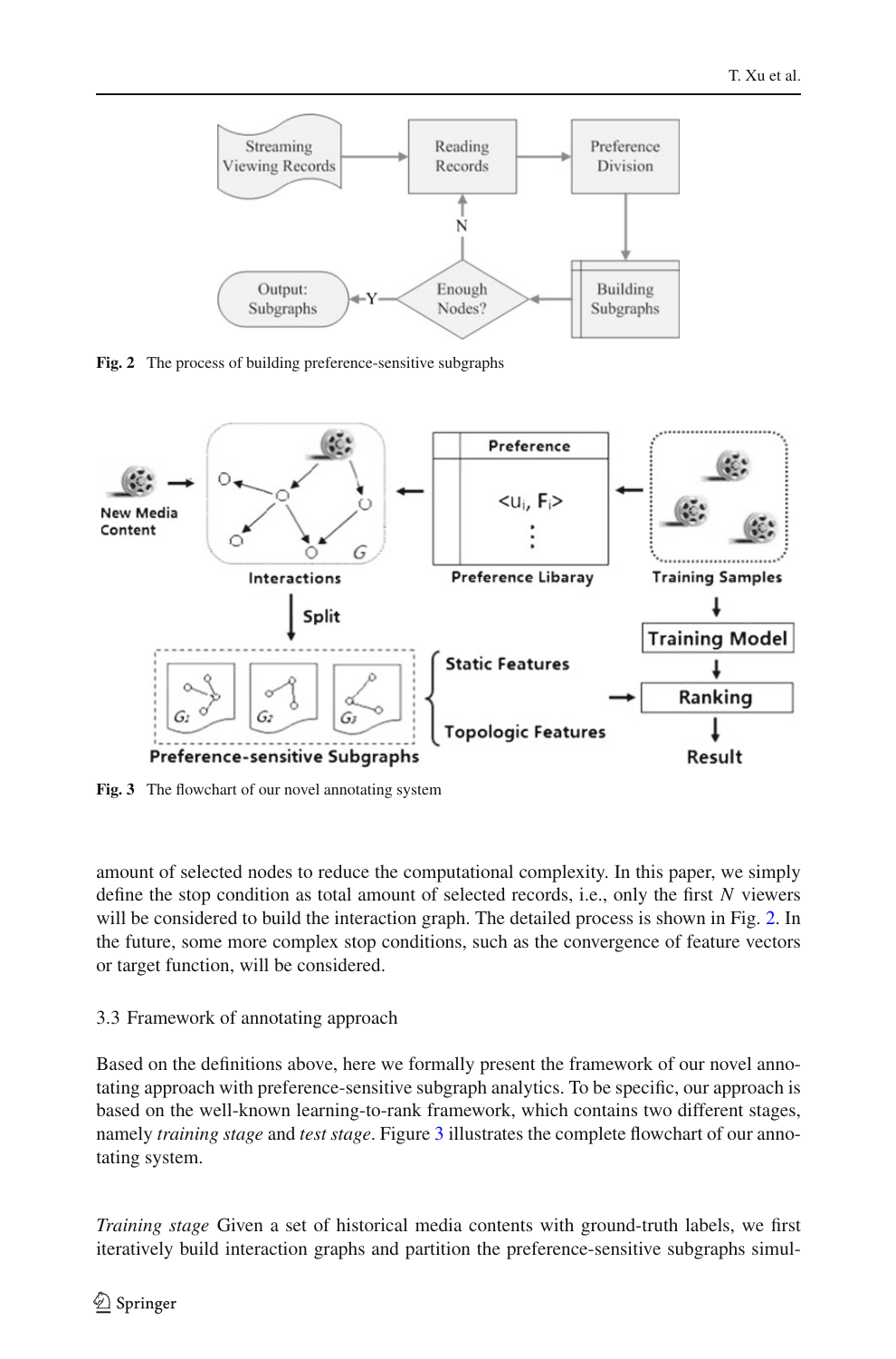Fig. 2 The process of building preference-sensitive subgraphs

Fig. 3 The flowchart of our novel annotating system

amount of selected nodes to reduce the computational complexity. In this paper, we simply define the stop condition as total amount of selected records, i.e., only the first $N$ viewers will be considered to build the interaction graph. The detailed process is shown in Fig. 2. In the future, some more complex stop conditions, such as the convergence of feature vectors or target function, will be considered.

### 3.3 Framework of annotating approach

Based on the definitions above, here we formally present the framework of our novel annotating approach with preference-sensitive subgraph analytics. To be specific, our approach is based on the well-known learning-to-rank framework, which contains two different stages, namely *training stage* and *test stage*. Figure 3 illustrates the complete flowchart of our annotating system.

*Training stage* Given a set of historical media contents with ground-truth labels, we first iteratively build interaction graphs and partition the preference-sensitive subgraphs simul-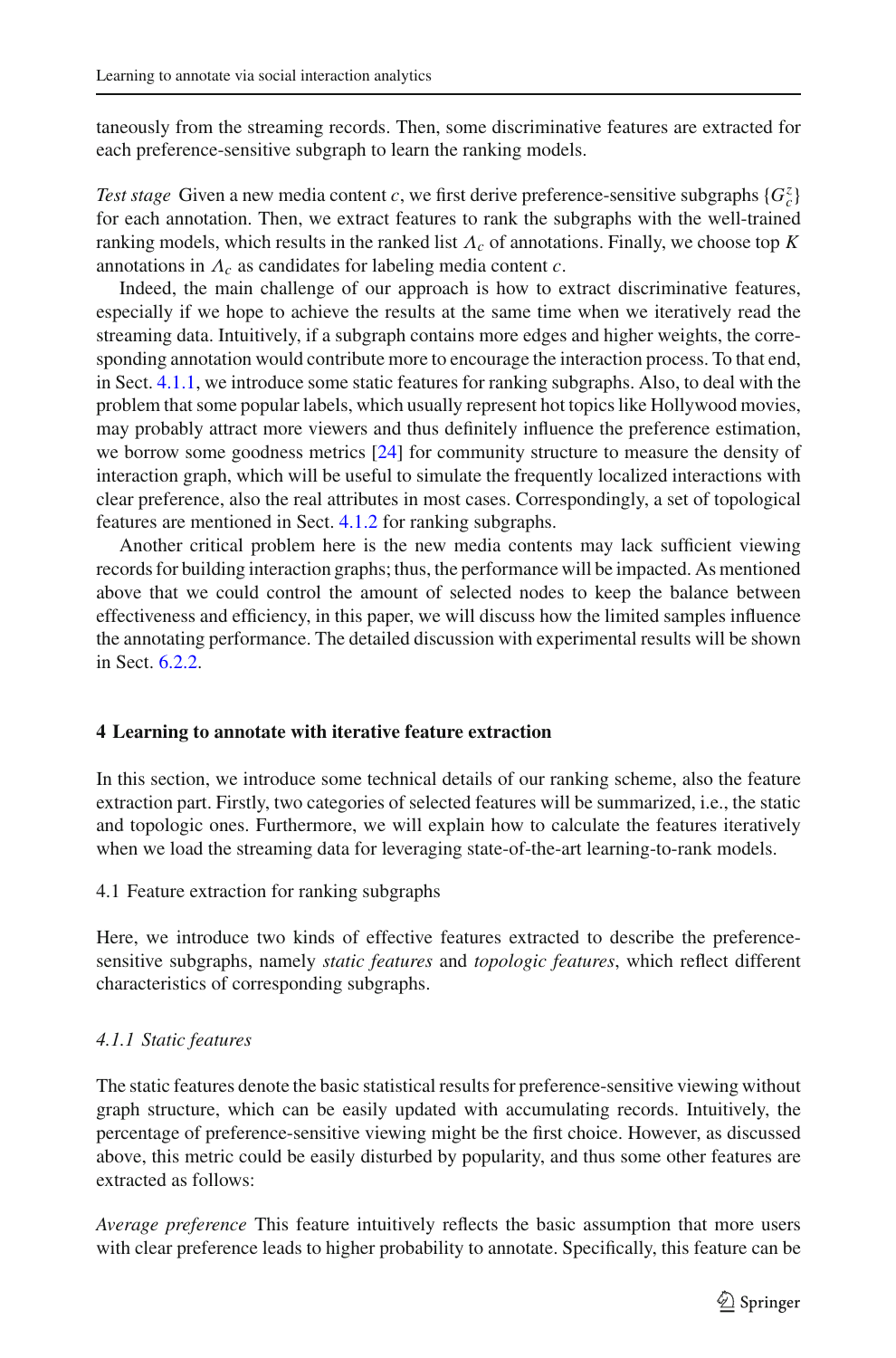taneously from the streaming records. Then, some discriminative features are extracted for each preference-sensitive subgraph to learn the ranking models.

*Test stage* Given a new media content $c$, we first derive preference-sensitive subgraphs $\{G_c^z\}$ for each annotation. Then, we extract features to rank the subgraphs with the well-trained ranking models, which results in the ranked list $\Lambda_c$ of annotations. Finally, we choose top $K$ annotations in $\Lambda_c$ as candidates for labeling media content $c$.

Indeed, the main challenge of our approach is how to extract discriminative features, especially if we hope to achieve the results at the same time when we iteratively read the streaming data. Intuitively, if a subgraph contains more edges and higher weights, the corresponding annotation would contribute more to encourage the interaction process. To that end, in Sect. 4.1.1, we introduce some static features for ranking subgraphs. Also, to deal with the problem that some popular labels, which usually represent hot topics like Hollywood movies, may probably attract more viewers and thus definitely influence the preference estimation, we borrow some goodness metrics [24] for community structure to measure the density of interaction graph, which will be useful to simulate the frequently localized interactions with clear preference, also the real attributes in most cases. Correspondingly, a set of topological features are mentioned in Sect. 4.1.2 for ranking subgraphs.

Another critical problem here is the new media contents may lack sufficient viewing records for building interaction graphs; thus, the performance will be impacted. As mentioned above that we could control the amount of selected nodes to keep the balance between effectiveness and efficiency, in this paper, we will discuss how the limited samples influence the annotating performance. The detailed discussion with experimental results will be shown in Sect. 6.2.2.

## 4 Learning to annotate with iterative feature extraction

In this section, we introduce some technical details of our ranking scheme, also the feature extraction part. Firstly, two categories of selected features will be summarized, i.e., the static and topologic ones. Furthermore, we will explain how to calculate the features iteratively when we load the streaming data for leveraging state-of-the-art learning-to-rank models.

### 4.1 Feature extraction for ranking subgraphs

Here, we introduce two kinds of effective features extracted to describe the preference-sensitive subgraphs, namely *static features* and *topologic features*, which reflect different characteristics of corresponding subgraphs.

#### *4.1.1 Static features*

The static features denote the basic statistical results for preference-sensitive viewing without graph structure, which can be easily updated with accumulating records. Intuitively, the percentage of preference-sensitive viewing might be the first choice. However, as discussed above, this metric could be easily disturbed by popularity, and thus some other features are extracted as follows:

*Average preference* This feature intuitively reflects the basic assumption that more users with clear preference leads to higher probability to annotate. Specifically, this feature can be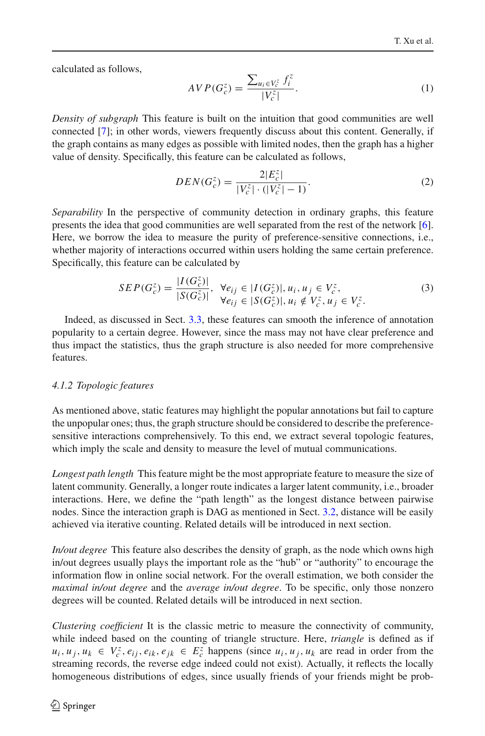calculated as follows,

$$AVP(G_c^z) = \frac{\sum_{u_i \in V_c^z} f_i^z}{|V_c^z|}. \tag{1}$$

*Density of subgraph* This feature is built on the intuition that good communities are well connected [7]; in other words, viewers frequently discuss about this content. Generally, if the graph contains as many edges as possible with limited nodes, then the graph has a higher value of density. Specifically, this feature can be calculated as follows,

$$DEN(G_c^z) = \frac{2|E_c^z|}{|V_c^z| \cdot (|V_c^z| - 1)}. \tag{2}$$

*Separability* In the perspective of community detection in ordinary graphs, this feature presents the idea that good communities are well separated from the rest of the network [6]. Here, we borrow the idea to measure the purity of preference-sensitive connections, i.e., whether majority of interactions occurred within users holding the same certain preference. Specifically, this feature can be calculated by

$$SEP(G_c^z) = \frac{|I(G_c^z)|}{|S(G_c^z)|}, \quad \begin{array}{l} \forall e_{ij} \in |I(G_c^z)|, u_i, u_j \in V_c^z, \\ \forall e_{ij} \in |S(G_c^z)|, u_i \notin V_c^z, u_j \in V_c^z. \end{array} \tag{3}$$

Indeed, as discussed in Sect. 3.3, these features can smooth the inference of annotation popularity to a certain degree. However, since the mass may not have clear preference and thus impact the statistics, thus the graph structure is also needed for more comprehensive features.

#### 4.1.2 Topologic features

As mentioned above, static features may highlight the popular annotations but fail to capture the unpopular ones; thus, the graph structure should be considered to describe the preference-sensitive interactions comprehensively. To this end, we extract several topologic features, which imply the scale and density to measure the level of mutual communications.

*Longest path length* This feature might be the most appropriate feature to measure the size of latent community. Generally, a longer route indicates a larger latent community, i.e., broader interactions. Here, we define the "path length" as the longest distance between pairwise nodes. Since the interaction graph is DAG as mentioned in Sect. 3.2, distance will be easily achieved via iterative counting. Related details will be introduced in next section.

*In/out degree* This feature also describes the density of graph, as the node which owns high in/out degrees usually plays the important role as the "hub" or "authority" to encourage the information flow in online social network. For the overall estimation, we both consider the *maximal in/out degree* and the *average in/out degree*. To be specific, only those nonzero degrees will be counted. Related details will be introduced in next section.

*Clustering coefficient* It is the classic metric to measure the connectivity of community, while indeed based on the counting of triangle structure. Here, *triangle* is defined as if $u_i, u_j, u_k \in V_c^z, e_{ij}, e_{ik}, e_{jk} \in E_c^z$ happens (since $u_i, u_j, u_k$ are read in order from the streaming records, the reverse edge indeed could not exist). Actually, it reflects the locally homogeneous distributions of edges, since usually friends of your friends might be prob-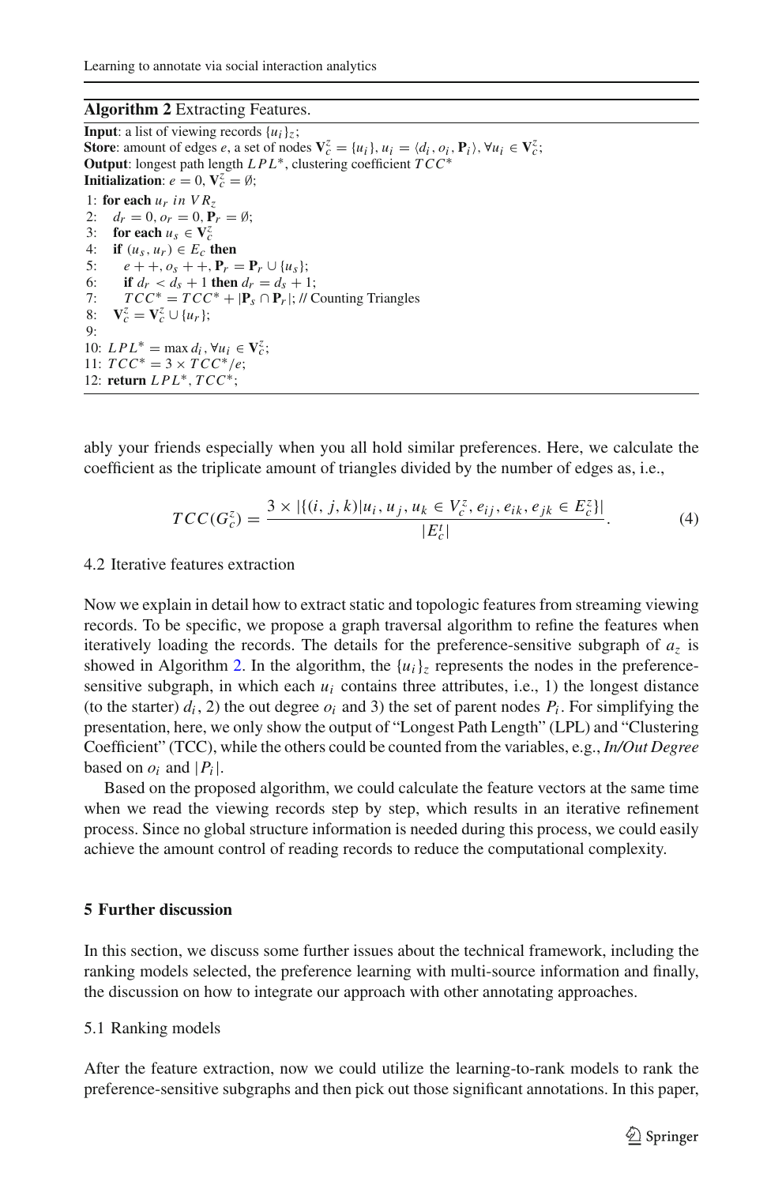**Algorithm 2** Extracting Features.

**Input**: a list of viewing records $\{u_i\}_z$;
**Store**: amount of edges $e$, a set of nodes $\mathbf{V}_c^z = \{u_i\}, u_i = \langle d_i, o_i, \mathbf{P}_i \rangle, \forall u_i \in \mathbf{V}_c^z$;
**Output**: longest path length $LPL^*$, clustering coefficient $TCC^*$
**Initialization**: $e = 0, \mathbf{V}_c^z = \emptyset$;

1: **for each** $u_r$ *in* $VR_z$
2: $\quad d_r = 0, o_r = 0, \mathbf{P}_r = \emptyset$;
3: $\quad$ **for each** $u_s \in \mathbf{V}_c^z$
4: $\quad$ **if** $(u_s, u_r) \in E_c$ **then**
5: $\quad\quad e{+}{+}, o_s{+}{+}, \mathbf{P}_r = \mathbf{P}_r \cup \{u_s\}$;
6: $\quad\quad$ **if** $d_r < d_s + 1$ **then** $d_r = d_s + 1$;
7: $\quad\quad TCC^* = TCC^* + |\mathbf{P}_s \cap \mathbf{P}_r|$; // Counting Triangles
8: $\quad \mathbf{V}_c^z = \mathbf{V}_c^z \cup \{u_r\}$;
9:
10: $LPL^* = \max d_i, \forall u_i \in \mathbf{V}_c^z$;
11: $TCC^* = 3 \times TCC^*/e$;
12: **return** $LPL^*, TCC^*$;

ably your friends especially when you all hold similar preferences. Here, we calculate the coefficient as the triplicate amount of triangles divided by the number of edges as, i.e.,

$$TCC(G_c^z) = \frac{3 \times |\{(i, j, k)|u_i, u_j, u_k \in V_c^z, e_{ij}, e_{ik}, e_{jk} \in E_c^z\}|}{|E_c^t|}. \tag{4}$$

### 4.2 Iterative features extraction

Now we explain in detail how to extract static and topologic features from streaming viewing records. To be specific, we propose a graph traversal algorithm to refine the features when iteratively loading the records. The details for the preference-sensitive subgraph of $a_z$ is showed in Algorithm 2. In the algorithm, the $\{u_i\}_z$ represents the nodes in the preference-sensitive subgraph, in which each $u_i$ contains three attributes, i.e., 1) the longest distance (to the starter) $d_i$, 2) the out degree $o_i$ and 3) the set of parent nodes $P_i$. For simplifying the presentation, here, we only show the output of "Longest Path Length" (LPL) and "Clustering Coefficient" (TCC), while the others could be counted from the variables, e.g., *In/Out Degree* based on $o_i$ and $|P_i|$.

Based on the proposed algorithm, we could calculate the feature vectors at the same time when we read the viewing records step by step, which results in an iterative refinement process. Since no global structure information is needed during this process, we could easily achieve the amount control of reading records to reduce the computational complexity.

## 5 Further discussion

In this section, we discuss some further issues about the technical framework, including the ranking models selected, the preference learning with multi-source information and finally, the discussion on how to integrate our approach with other annotating approaches.

### 5.1 Ranking models

After the feature extraction, now we could utilize the learning-to-rank models to rank the preference-sensitive subgraphs and then pick out those significant annotations. In this paper,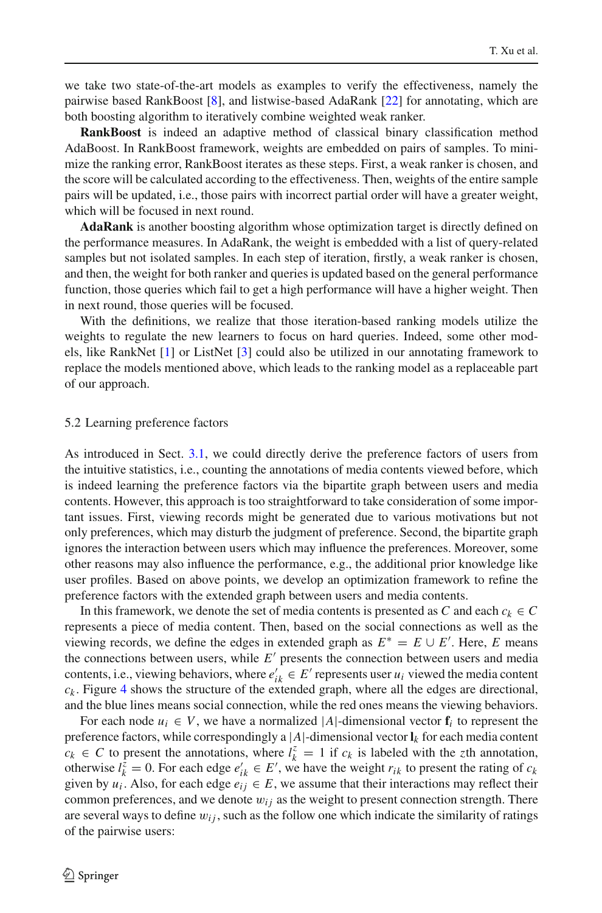we take two state-of-the-art models as examples to verify the effectiveness, namely the pairwise based RankBoost [8], and listwise-based AdaRank [22] for annotating, which are both boosting algorithm to iteratively combine weighted weak ranker.

**RankBoost** is indeed an adaptive method of classical binary classification method AdaBoost. In RankBoost framework, weights are embedded on pairs of samples. To minimize the ranking error, RankBoost iterates as these steps. First, a weak ranker is chosen, and the score will be calculated according to the effectiveness. Then, weights of the entire sample pairs will be updated, i.e., those pairs with incorrect partial order will have a greater weight, which will be focused in next round.

**AdaRank** is another boosting algorithm whose optimization target is directly defined on the performance measures. In AdaRank, the weight is embedded with a list of query-related samples but not isolated samples. In each step of iteration, firstly, a weak ranker is chosen, and then, the weight for both ranker and queries is updated based on the general performance function, those queries which fail to get a high performance will have a higher weight. Then in next round, those queries will be focused.

With the definitions, we realize that those iteration-based ranking models utilize the weights to regulate the new learners to focus on hard queries. Indeed, some other models, like RankNet [1] or ListNet [3] could also be utilized in our annotating framework to replace the models mentioned above, which leads to the ranking model as a replaceable part of our approach.

### 5.2 Learning preference factors

As introduced in Sect. 3.1, we could directly derive the preference factors of users from the intuitive statistics, i.e., counting the annotations of media contents viewed before, which is indeed learning the preference factors via the bipartite graph between users and media contents. However, this approach is too straightforward to take consideration of some important issues. First, viewing records might be generated due to various motivations but not only preferences, which may disturb the judgment of preference. Second, the bipartite graph ignores the interaction between users which may influence the preferences. Moreover, some other reasons may also influence the performance, e.g., the additional prior knowledge like user profiles. Based on above points, we develop an optimization framework to refine the preference factors with the extended graph between users and media contents.

In this framework, we denote the set of media contents is presented as $C$ and each $c_k \in C$ represents a piece of media content. Then, based on the social connections as well as the viewing records, we define the edges in extended graph as $E^* = E \cup E'$. Here, $E$ means the connections between users, while $E'$ presents the connection between users and media contents, i.e., viewing behaviors, where $e'_{ik} \in E'$ represents user $u_i$ viewed the media content $c_k$. Figure 4 shows the structure of the extended graph, where all the edges are directional, and the blue lines means social connection, while the red ones means the viewing behaviors.

For each node $u_i \in V$, we have a normalized $|A|$-dimensional vector $\mathbf{f}_i$ to represent the preference factors, while correspondingly a $|A|$-dimensional vector $\mathbf{l}_k$ for each media content $c_k \in C$ to present the annotations, where $l_k^z = 1$ if $c_k$ is labeled with the $z$th annotation, otherwise $l_k^z = 0$. For each edge $e'_{ik} \in E'$, we have the weight $r_{ik}$ to present the rating of $c_k$ given by $u_i$. Also, for each edge $e_{ij} \in E$, we assume that their interactions may reflect their common preferences, and we denote $w_{ij}$ as the weight to present connection strength. There are several ways to define $w_{ij}$, such as the follow one which indicate the similarity of ratings of the pairwise users: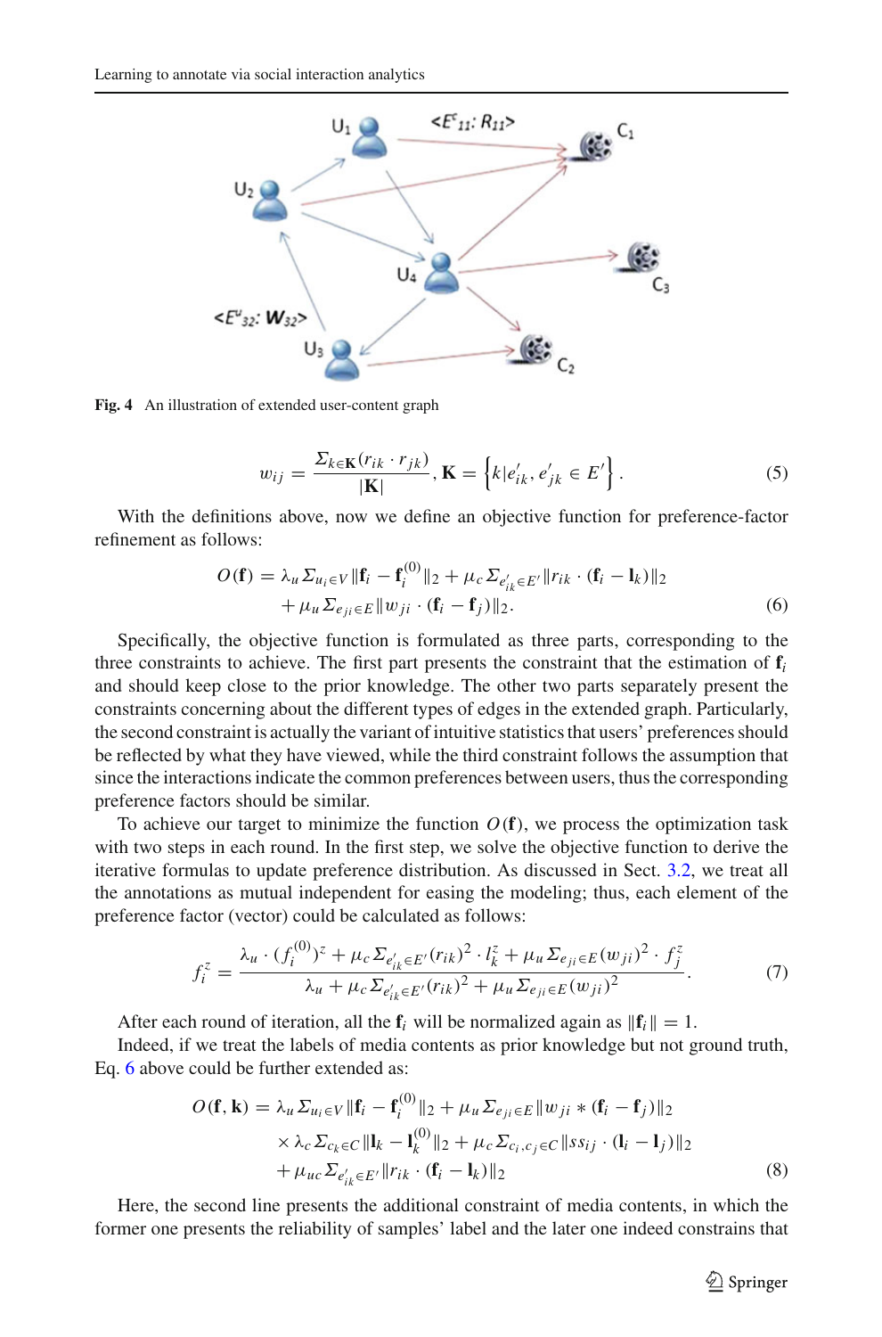Fig. 4 An illustration of extended user-content graph

$$w_{ij} = \frac{\Sigma_{k \in \mathbf{K}}(r_{ik} \cdot r_{jk})}{|\mathbf{K}|}, \mathbf{K} = \left\{ k | e'_{ik}, e'_{jk} \in E' \right\}. \tag{5}$$

With the definitions above, now we define an objective function for preference-factor refinement as follows:

$$O(\mathbf{f}) = \lambda_u \Sigma_{u_i \in V} \|\mathbf{f}_i - \mathbf{f}_i^{(0)}\|_2 + \mu_c \Sigma_{e'_{ik} \in E'} \|r_{ik} \cdot (\mathbf{f}_i - \mathbf{l}_k)\|_2 \\ + \mu_u \Sigma_{e_{ji} \in E} \|w_{ji} \cdot (\mathbf{f}_i - \mathbf{f}_j)\|_2. \tag{6}$$

Specifically, the objective function is formulated as three parts, corresponding to the three constraints to achieve. The first part presents the constraint that the estimation of $\mathbf{f}_i$ and should keep close to the prior knowledge. The other two parts separately present the constraints concerning about the different types of edges in the extended graph. Particularly, the second constraint is actually the variant of intuitive statistics that users' preferences should be reflected by what they have viewed, while the third constraint follows the assumption that since the interactions indicate the common preferences between users, thus the corresponding preference factors should be similar.

To achieve our target to minimize the function $O(\mathbf{f})$, we process the optimization task with two steps in each round. In the first step, we solve the objective function to derive the iterative formulas to update preference distribution. As discussed in Sect. 3.2, we treat all the annotations as mutual independent for easing the modeling; thus, each element of the preference factor (vector) could be calculated as follows:

$$f_i^z = \frac{\lambda_u \cdot (f_i^{(0)})^z + \mu_c \Sigma_{e'_{ik} \in E'} (r_{ik})^2 \cdot l_k^z + \mu_u \Sigma_{e_{ji} \in E} (w_{ji})^2 \cdot f_j^z}{\lambda_u + \mu_c \Sigma_{e'_{ik} \in E'} (r_{ik})^2 + \mu_u \Sigma_{e_{ji} \in E} (w_{ji})^2}. \tag{7}$$

After each round of iteration, all the $\mathbf{f}_i$ will be normalized again as $\|\mathbf{f}_i\| = 1$.

Indeed, if we treat the labels of media contents as prior knowledge but not ground truth, Eq. 6 above could be further extended as:

$$O(\mathbf{f}, \mathbf{k}) = \lambda_u \Sigma_{u_i \in V} \|\mathbf{f}_i - \mathbf{f}_i^{(0)}\|_2 + \mu_u \Sigma_{e_{ji} \in E} \|w_{ji} * (\mathbf{f}_i - \mathbf{f}_j)\|_2 \\ \times \lambda_c \Sigma_{c_k \in C} \|\mathbf{l}_k - \mathbf{l}_k^{(0)}\|_2 + \mu_c \Sigma_{c_i, c_j \in C} \|ss_{ij} \cdot (\mathbf{l}_i - \mathbf{l}_j)\|_2 \\ + \mu_{uc} \Sigma_{e'_{ik} \in E'} \|r_{ik} \cdot (\mathbf{f}_i - \mathbf{l}_k)\|_2 \tag{8}$$

Here, the second line presents the additional constraint of media contents, in which the former one presents the reliability of samples' label and the later one indeed constrains that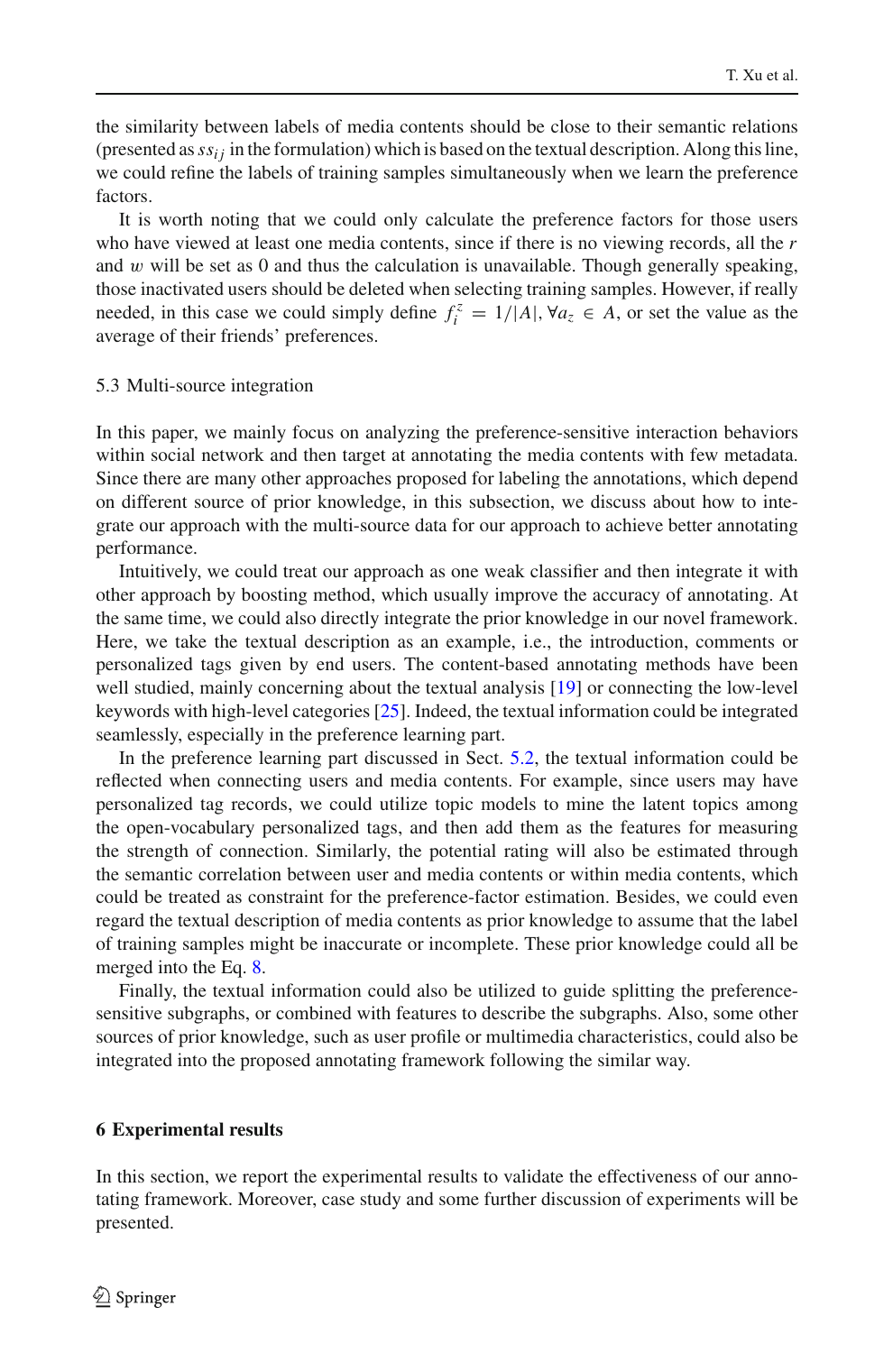the similarity between labels of media contents should be close to their semantic relations (presented as $ss_{ij}$ in the formulation) which is based on the textual description. Along this line, we could refine the labels of training samples simultaneously when we learn the preference factors.

It is worth noting that we could only calculate the preference factors for those users who have viewed at least one media contents, since if there is no viewing records, all the $r$ and $w$ will be set as 0 and thus the calculation is unavailable. Though generally speaking, those inactivated users should be deleted when selecting training samples. However, if really needed, in this case we could simply define $f_i^z = 1/|A|, \forall a_z \in A$, or set the value as the average of their friends' preferences.

### 5.3 Multi-source integration

In this paper, we mainly focus on analyzing the preference-sensitive interaction behaviors within social network and then target at annotating the media contents with few metadata. Since there are many other approaches proposed for labeling the annotations, which depend on different source of prior knowledge, in this subsection, we discuss about how to integrate our approach with the multi-source data for our approach to achieve better annotating performance.

Intuitively, we could treat our approach as one weak classifier and then integrate it with other approach by boosting method, which usually improve the accuracy of annotating. At the same time, we could also directly integrate the prior knowledge in our novel framework. Here, we take the textual description as an example, i.e., the introduction, comments or personalized tags given by end users. The content-based annotating methods have been well studied, mainly concerning about the textual analysis [19] or connecting the low-level keywords with high-level categories [25]. Indeed, the textual information could be integrated seamlessly, especially in the preference learning part.

In the preference learning part discussed in Sect. 5.2, the textual information could be reflected when connecting users and media contents. For example, since users may have personalized tag records, we could utilize topic models to mine the latent topics among the open-vocabulary personalized tags, and then add them as the features for measuring the strength of connection. Similarly, the potential rating will also be estimated through the semantic correlation between user and media contents or within media contents, which could be treated as constraint for the preference-factor estimation. Besides, we could even regard the textual description of media contents as prior knowledge to assume that the label of training samples might be inaccurate or incomplete. These prior knowledge could all be merged into the Eq. 8.

Finally, the textual information could also be utilized to guide splitting the preference-sensitive subgraphs, or combined with features to describe the subgraphs. Also, some other sources of prior knowledge, such as user profile or multimedia characteristics, could also be integrated into the proposed annotating framework following the similar way.

## 6 Experimental results

In this section, we report the experimental results to validate the effectiveness of our annotating framework. Moreover, case study and some further discussion of experiments will be presented.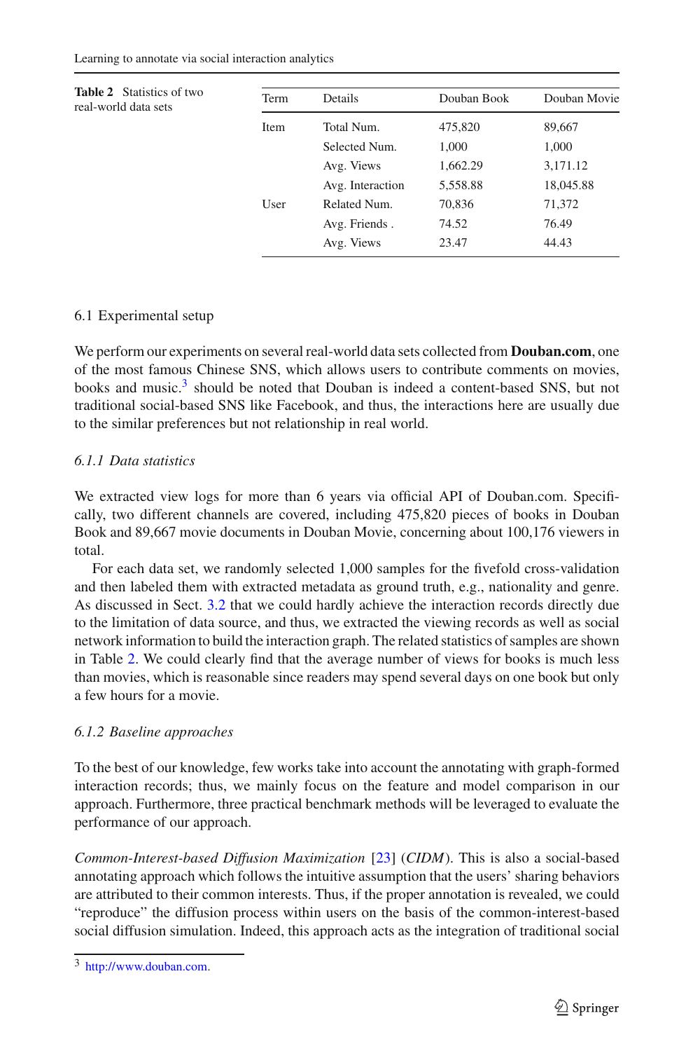**Table 2** Statistics of two real-world data sets

| Term | Details | Douban Book | Douban Movie |
|---|---|---|---|
| Item | Total Num. | 475,820 | 89,667 |
| | Selected Num. | 1,000 | 1,000 |
| | Avg. Views | 1,662.29 | 3,171.12 |
| | Avg. Interaction | 5,558.88 | 18,045.88 |
| User | Related Num. | 70,836 | 71,372 |
| | Avg. Friends . | 74.52 | 76.49 |
| | Avg. Views | 23.47 | 44.43 |

## 6.1 Experimental setup

We perform our experiments on several real-world data sets collected from **Douban.com**, one of the most famous Chinese SNS, which allows users to contribute comments on movies, books and music.[3] should be noted that Douban is indeed a content-based SNS, but not traditional social-based SNS like Facebook, and thus, the interactions here are usually due to the similar preferences but not relationship in real world.

### *6.1.1 Data statistics*

We extracted view logs for more than 6 years via official API of Douban.com. Specifically, two different channels are covered, including 475,820 pieces of books in Douban Book and 89,667 movie documents in Douban Movie, concerning about 100,176 viewers in total.

For each data set, we randomly selected 1,000 samples for the fivefold cross-validation and then labeled them with extracted metadata as ground truth, e.g., nationality and genre. As discussed in Sect. 3.2 that we could hardly achieve the interaction records directly due to the limitation of data source, and thus, we extracted the viewing records as well as social network information to build the interaction graph. The related statistics of samples are shown in Table 2. We could clearly find that the average number of views for books is much less than movies, which is reasonable since readers may spend several days on one book but only a few hours for a movie.

### *6.1.2 Baseline approaches*

To the best of our knowledge, few works take into account the annotating with graph-formed interaction records; thus, we mainly focus on the feature and model comparison in our approach. Furthermore, three practical benchmark methods will be leveraged to evaluate the performance of our approach.

*Common-Interest-based Diffusion Maximization* [23] (*CIDM*). This is also a social-based annotating approach which follows the intuitive assumption that the users' sharing behaviors are attributed to their common interests. Thus, if the proper annotation is revealed, we could "reproduce" the diffusion process within users on the basis of the common-interest-based social diffusion simulation. Indeed, this approach acts as the integration of traditional social

[3] http://www.douban.com.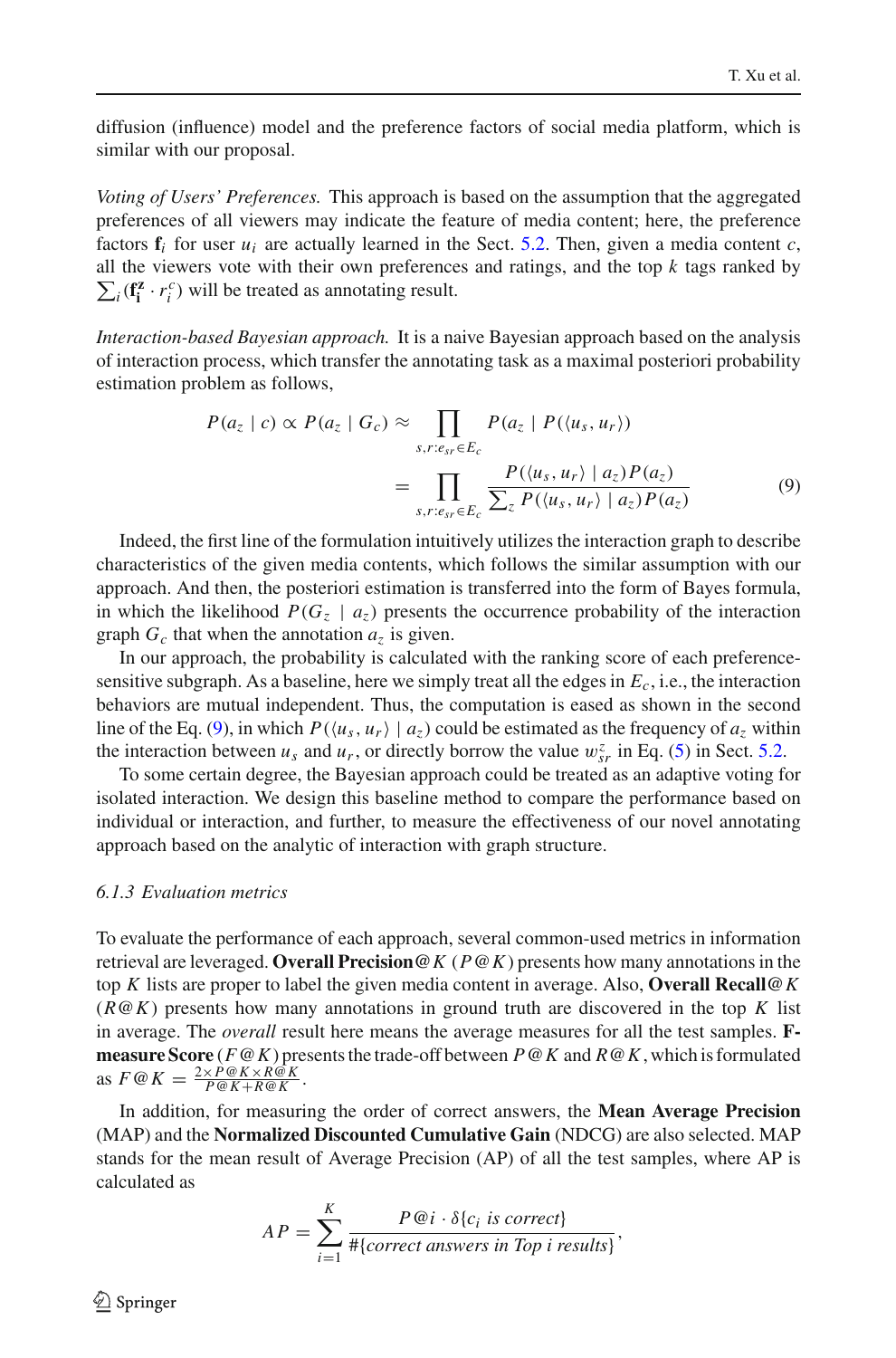diffusion (influence) model and the preference factors of social media platform, which is similar with our proposal.

*Voting of Users' Preferences.* This approach is based on the assumption that the aggregated preferences of all viewers may indicate the feature of media content; here, the preference factors $\mathbf{f}_i$ for user $u_i$ are actually learned in the Sect. 5.2. Then, given a media content $c$, all the viewers vote with their own preferences and ratings, and the top $k$ tags ranked by $\sum_i (\mathbf{f_i^z} \cdot r_i^c)$ will be treated as annotating result.

*Interaction-based Bayesian approach.* It is a naive Bayesian approach based on the analysis of interaction process, which transfer the annotating task as a maximal posteriori probability estimation problem as follows,

$$
\begin{aligned}
P(a_z \mid c) \propto P(a_z \mid G_c) &\approx \prod_{s,r:e_{sr} \in E_c} P(a_z \mid P(\langle u_s, u_r \rangle)) \\
&= \prod_{s,r:e_{sr} \in E_c} \frac{P(\langle u_s, u_r \rangle \mid a_z) P(a_z)}{\sum_z P(\langle u_s, u_r \rangle \mid a_z) P(a_z)}
\end{aligned}
\tag{9}
$$

Indeed, the first line of the formulation intuitively utilizes the interaction graph to describe characteristics of the given media contents, which follows the similar assumption with our approach. And then, the posteriori estimation is transferred into the form of Bayes formula, in which the likelihood $P(G_z \mid a_z)$ presents the occurrence probability of the interaction graph $G_c$ that when the annotation $a_z$ is given.

In our approach, the probability is calculated with the ranking score of each preference-sensitive subgraph. As a baseline, here we simply treat all the edges in $E_c$, i.e., the interaction behaviors are mutual independent. Thus, the computation is eased as shown in the second line of the Eq. (9), in which $P(\langle u_s, u_r \rangle \mid a_z)$ could be estimated as the frequency of $a_z$ within the interaction between $u_s$ and $u_r$, or directly borrow the value $w_{sr}^z$ in Eq. (5) in Sect. 5.2.

To some certain degree, the Bayesian approach could be treated as an adaptive voting for isolated interaction. We design this baseline method to compare the performance based on individual or interaction, and further, to measure the effectiveness of our novel annotating approach based on the analytic of interaction with graph structure.

#### *6.1.3 Evaluation metrics*

To evaluate the performance of each approach, several common-used metrics in information retrieval are leveraged. **Overall Precision@**$K$ ($P@K$) presents how many annotations in the top $K$ lists are proper to label the given media content in average. Also, **Overall Recall@**$K$ ($R@K$) presents how many annotations in ground truth are discovered in the top $K$ list in average. The *overall* result here means the average measures for all the test samples. **F-measure Score** ($F@K$) presents the trade-off between $P@K$ and $R@K$, which is formulated as $F@K = \frac{2 \times P@K \times R@K}{P@K + R@K}$.

In addition, for measuring the order of correct answers, the **Mean Average Precision** (MAP) and the **Normalized Discounted Cumulative Gain** (NDCG) are also selected. MAP stands for the mean result of Average Precision (AP) of all the test samples, where AP is calculated as

$$
AP = \sum_{i=1}^{K} \frac{P@i \cdot \delta\{c_i \text{ is correct}\}}{\#\{\text{correct answers in Top } i \text{ results}\}},
$$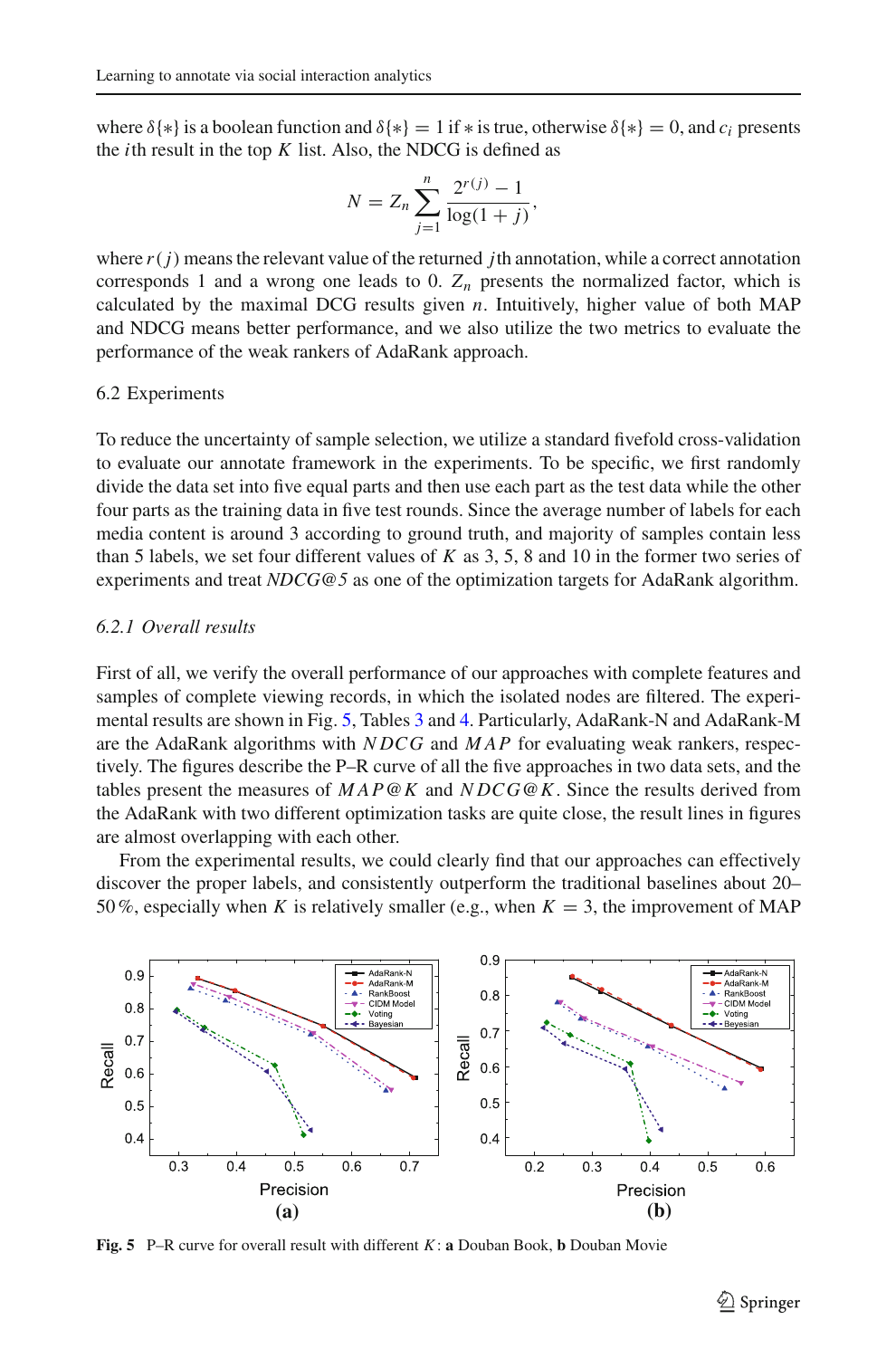where $\delta\{*\}$ is a boolean function and $\delta\{*\} = 1$ if $*$ is true, otherwise $\delta\{*\} = 0$, and $c_i$ presents the $i$th result in the top $K$ list. Also, the NDCG is defined as

$$N = Z_n \sum_{j=1}^{n} \frac{2^{r(j)} - 1}{\log(1 + j)},$$

where $r(j)$ means the relevant value of the returned $j$th annotation, while a correct annotation corresponds 1 and a wrong one leads to 0. $Z_n$ presents the normalized factor, which is calculated by the maximal DCG results given $n$. Intuitively, higher value of both MAP and NDCG means better performance, and we also utilize the two metrics to evaluate the performance of the weak rankers of AdaRank approach.

### 6.2 Experiments

To reduce the uncertainty of sample selection, we utilize a standard fivefold cross-validation to evaluate our annotate framework in the experiments. To be specific, we first randomly divide the data set into five equal parts and then use each part as the test data while the other four parts as the training data in five test rounds. Since the average number of labels for each media content is around 3 according to ground truth, and majority of samples contain less than 5 labels, we set four different values of $K$ as 3, 5, 8 and 10 in the former two series of experiments and treat *NDCG@5* as one of the optimization targets for AdaRank algorithm.

#### *6.2.1 Overall results*

First of all, we verify the overall performance of our approaches with complete features and samples of complete viewing records, in which the isolated nodes are filtered. The experimental results are shown in Fig. 5, Tables 3 and 4. Particularly, AdaRank-N and AdaRank-M are the AdaRank algorithms with $NDCG$ and $MAP$ for evaluating weak rankers, respectively. The figures describe the P–R curve of all the five approaches in two data sets, and the tables present the measures of $MAP@K$ and $NDCG@K$. Since the results derived from the AdaRank with two different optimization tasks are quite close, the result lines in figures are almost overlapping with each other.

From the experimental results, we could clearly find that our approaches can effectively discover the proper labels, and consistently outperform the traditional baselines about 20–50 %, especially when $K$ is relatively smaller (e.g., when $K = 3$, the improvement of MAP

**Fig. 5** P–R curve for overall result with different $K$: **a** Douban Book, **b** Douban Movie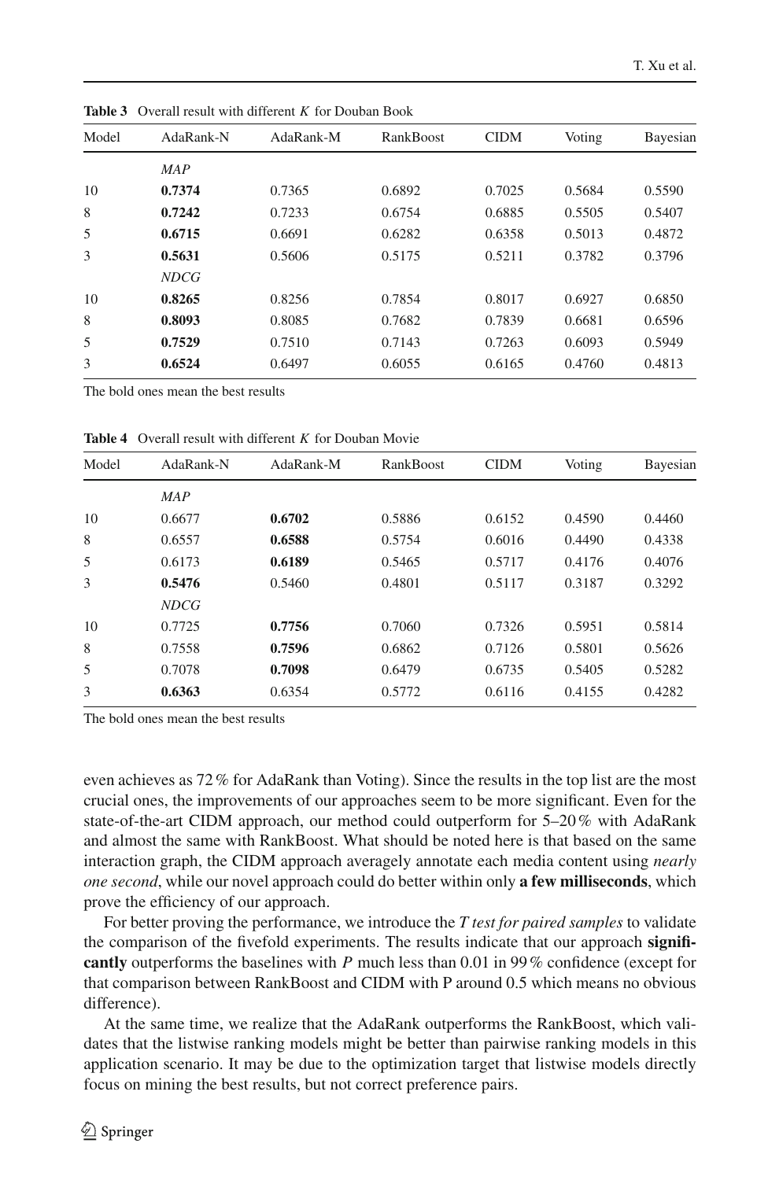**Table 3** Overall result with different $K$ for Douban Book

| Model | AdaRank-N | AdaRank-M | RankBoost | CIDM | Voting | Bayesian |
|---|---|---|---|---|---|---|
| | *MAP* | | | | | |
| 10 | **0.7374** | 0.7365 | 0.6892 | 0.7025 | 0.5684 | 0.5590 |
| 8 | **0.7242** | 0.7233 | 0.6754 | 0.6885 | 0.5505 | 0.5407 |
| 5 | **0.6715** | 0.6691 | 0.6282 | 0.6358 | 0.5013 | 0.4872 |
| 3 | **0.5631** | 0.5606 | 0.5175 | 0.5211 | 0.3782 | 0.3796 |
| | *NDCG* | | | | | |
| 10 | **0.8265** | 0.8256 | 0.7854 | 0.8017 | 0.6927 | 0.6850 |
| 8 | **0.8093** | 0.8085 | 0.7682 | 0.7839 | 0.6681 | 0.6596 |
| 5 | **0.7529** | 0.7510 | 0.7143 | 0.7263 | 0.6093 | 0.5949 |
| 3 | **0.6524** | 0.6497 | 0.6055 | 0.6165 | 0.4760 | 0.4813 |

The bold ones mean the best results

**Table 4** Overall result with different $K$ for Douban Movie

| Model | AdaRank-N | AdaRank-M | RankBoost | CIDM | Voting | Bayesian |
|---|---|---|---|---|---|---|
| | *MAP* | | | | | |
| 10 | 0.6677 | **0.6702** | 0.5886 | 0.6152 | 0.4590 | 0.4460 |
| 8 | 0.6557 | **0.6588** | 0.5754 | 0.6016 | 0.4490 | 0.4338 |
| 5 | 0.6173 | **0.6189** | 0.5465 | 0.5717 | 0.4176 | 0.4076 |
| 3 | **0.5476** | 0.5460 | 0.4801 | 0.5117 | 0.3187 | 0.3292 |
| | *NDCG* | | | | | |
| 10 | 0.7725 | **0.7756** | 0.7060 | 0.7326 | 0.5951 | 0.5814 |
| 8 | 0.7558 | **0.7596** | 0.6862 | 0.7126 | 0.5801 | 0.5626 |
| 5 | 0.7078 | **0.7098** | 0.6479 | 0.6735 | 0.5405 | 0.5282 |
| 3 | **0.6363** | 0.6354 | 0.5772 | 0.6116 | 0.4155 | 0.4282 |

The bold ones mean the best results

even achieves as 72 % for AdaRank than Voting). Since the results in the top list are the most crucial ones, the improvements of our approaches seem to be more significant. Even for the state-of-the-art CIDM approach, our method could outperform for 5–20 % with AdaRank and almost the same with RankBoost. What should be noted here is that based on the same interaction graph, the CIDM approach averagely annotate each media content using *nearly one second*, while our novel approach could do better within only **a few milliseconds**, which prove the efficiency of our approach.

For better proving the performance, we introduce the *T test for paired samples* to validate the comparison of the fivefold experiments. The results indicate that our approach **significantly** outperforms the baselines with $P$ much less than 0.01 in 99 % confidence (except for that comparison between RankBoost and CIDM with P around 0.5 which means no obvious difference).

At the same time, we realize that the AdaRank outperforms the RankBoost, which validates that the listwise ranking models might be better than pairwise ranking models in this application scenario. It may be due to the optimization target that listwise models directly focus on mining the best results, but not correct preference pairs.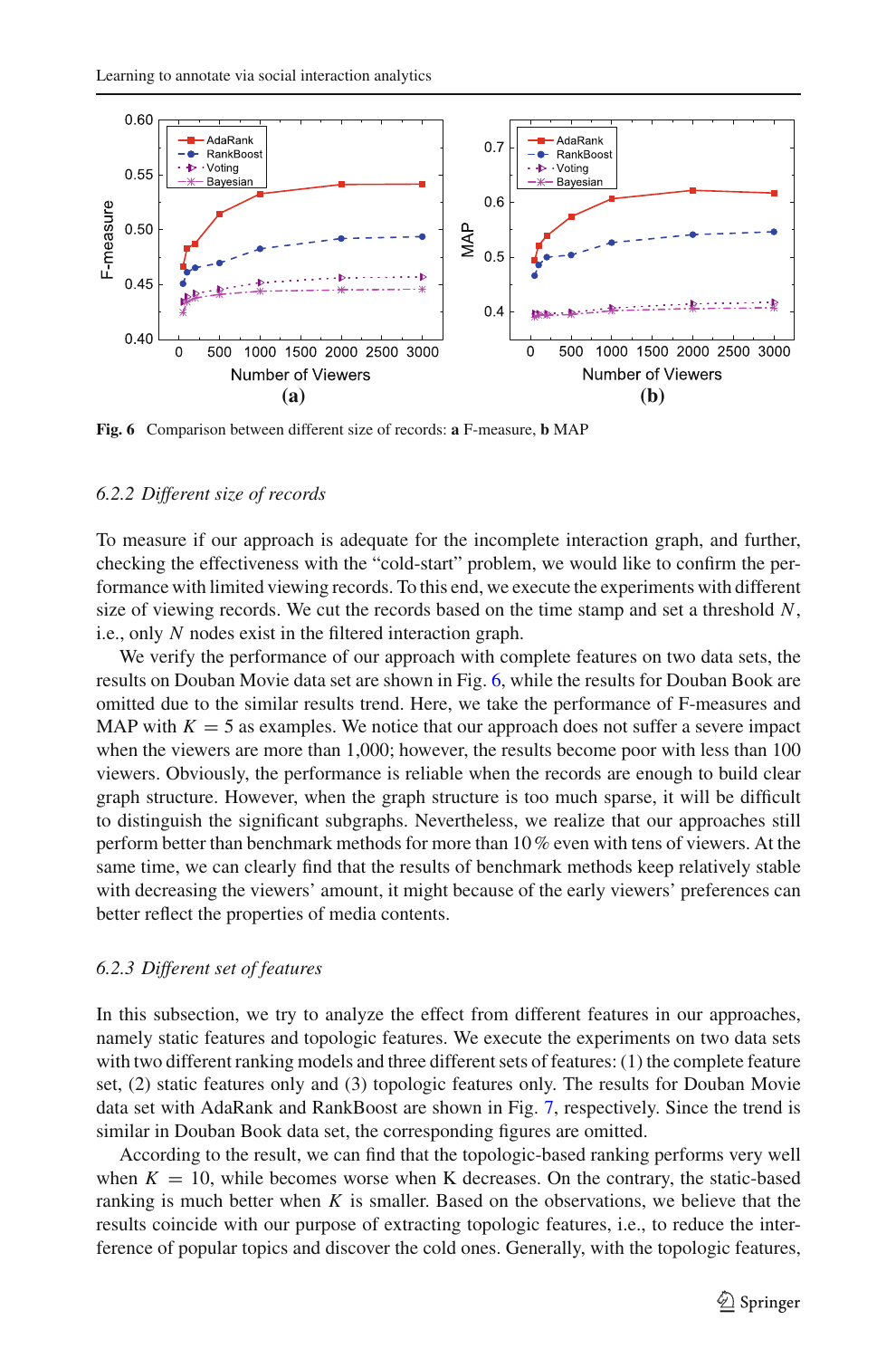Fig. 6 Comparison between different size of records: **a** F-measure, **b** MAP

### 6.2.2 *Different size of records*

To measure if our approach is adequate for the incomplete interaction graph, and further, checking the effectiveness with the "cold-start" problem, we would like to confirm the performance with limited viewing records. To this end, we execute the experiments with different size of viewing records. We cut the records based on the time stamp and set a threshold $N$, i.e., only $N$ nodes exist in the filtered interaction graph.

We verify the performance of our approach with complete features on two data sets, the results on Douban Movie data set are shown in Fig. 6, while the results for Douban Book are omitted due to the similar results trend. Here, we take the performance of F-measures and MAP with $K = 5$ as examples. We notice that our approach does not suffer a severe impact when the viewers are more than 1,000; however, the results become poor with less than 100 viewers. Obviously, the performance is reliable when the records are enough to build clear graph structure. However, when the graph structure is too much sparse, it will be difficult to distinguish the significant subgraphs. Nevertheless, we realize that our approaches still perform better than benchmark methods for more than 10 % even with tens of viewers. At the same time, we can clearly find that the results of benchmark methods keep relatively stable with decreasing the viewers' amount, it might because of the early viewers' preferences can better reflect the properties of media contents.

### 6.2.3 *Different set of features*

In this subsection, we try to analyze the effect from different features in our approaches, namely static features and topologic features. We execute the experiments on two data sets with two different ranking models and three different sets of features: (1) the complete feature set, (2) static features only and (3) topologic features only. The results for Douban Movie data set with AdaRank and RankBoost are shown in Fig. 7, respectively. Since the trend is similar in Douban Book data set, the corresponding figures are omitted.

According to the result, we can find that the topologic-based ranking performs very well when $K = 10$, while becomes worse when K decreases. On the contrary, the static-based ranking is much better when $K$ is smaller. Based on the observations, we believe that the results coincide with our purpose of extracting topologic features, i.e., to reduce the interference of popular topics and discover the cold ones. Generally, with the topologic features,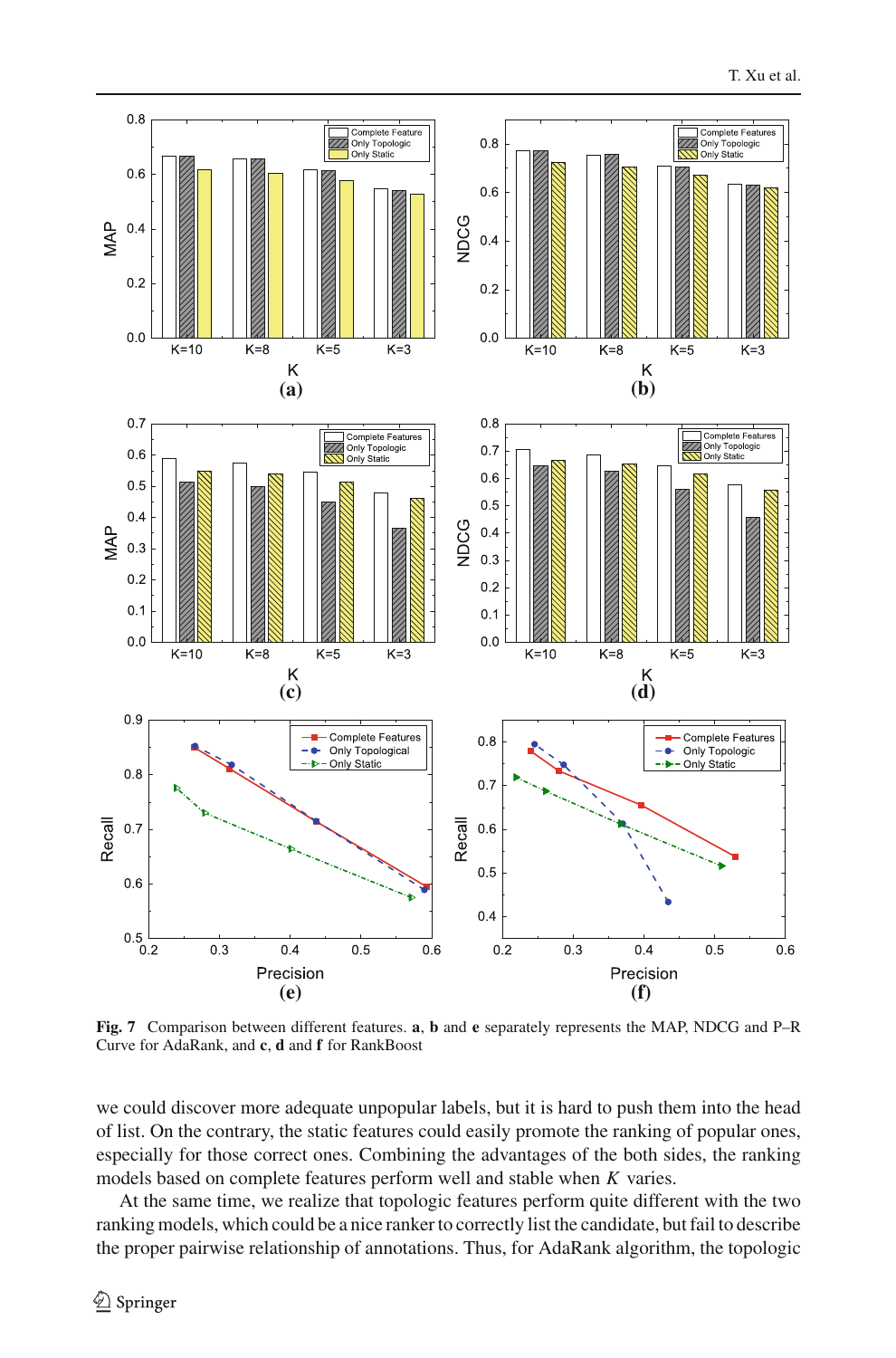**Fig. 7** Comparison between different features. **a**, **b** and **e** separately represents the MAP, NDCG and P–R Curve for AdaRank, and **c**, **d** and **f** for RankBoost

we could discover more adequate unpopular labels, but it is hard to push them into the head of list. On the contrary, the static features could easily promote the ranking of popular ones, especially for those correct ones. Combining the advantages of the both sides, the ranking models based on complete features perform well and stable when $K$ varies.

At the same time, we realize that topologic features perform quite different with the two ranking models, which could be a nice ranker to correctly list the candidate, but fail to describe the proper pairwise relationship of annotations. Thus, for AdaRank algorithm, the topologic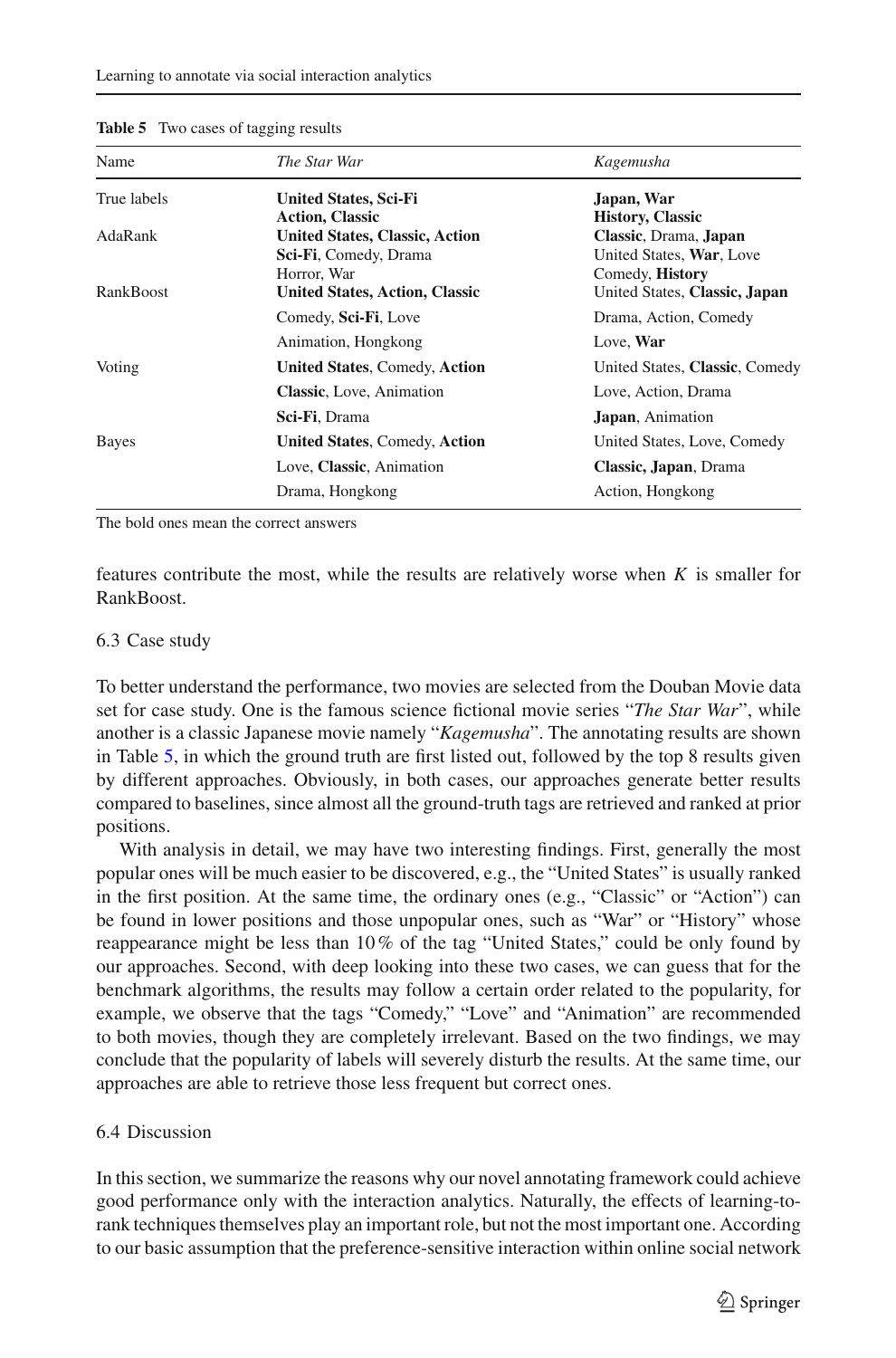**Table 5** Two cases of tagging results

| Name | *The Star War* | *Kagemusha* |
|---|---|---|
| True labels | **United States, Sci-Fi** **Action, Classic** | **Japan, War** **History, Classic** |
| AdaRank | **United States, Classic, Action** **Sci-Fi**, Comedy, Drama Horror, War | **Classic**, Drama, **Japan** United States, **War**, Love Comedy, **History** |
| RankBoost | **United States, Action, Classic** Comedy, **Sci-Fi**, Love Animation, Hongkong | United States, **Classic, Japan** Drama, Action, Comedy Love, **War** |
| Voting | **United States**, Comedy, **Action** **Classic**, Love, Animation **Sci-Fi**, Drama | United States, **Classic**, Comedy Love, Action, Drama **Japan**, Animation |
| Bayes | **United States**, Comedy, **Action** Love, **Classic**, Animation Drama, Hongkong | United States, Love, Comedy **Classic, Japan**, Drama Action, Hongkong |

The bold ones mean the correct answers

features contribute the most, while the results are relatively worse when $K$ is smaller for RankBoost.

### 6.3 Case study

To better understand the performance, two movies are selected from the Douban Movie data set for case study. One is the famous science fictional movie series "*The Star War*", while another is a classic Japanese movie namely "*Kagemusha*". The annotating results are shown in Table 5, in which the ground truth are first listed out, followed by the top 8 results given by different approaches. Obviously, in both cases, our approaches generate better results compared to baselines, since almost all the ground-truth tags are retrieved and ranked at prior positions.

With analysis in detail, we may have two interesting findings. First, generally the most popular ones will be much easier to be discovered, e.g., the "United States" is usually ranked in the first position. At the same time, the ordinary ones (e.g., "Classic" or "Action") can be found in lower positions and those unpopular ones, such as "War" or "History" whose reappearance might be less than 10 % of the tag "United States," could be only found by our approaches. Second, with deep looking into these two cases, we can guess that for the benchmark algorithms, the results may follow a certain order related to the popularity, for example, we observe that the tags "Comedy," "Love" and "Animation" are recommended to both movies, though they are completely irrelevant. Based on the two findings, we may conclude that the popularity of labels will severely disturb the results. At the same time, our approaches are able to retrieve those less frequent but correct ones.

### 6.4 Discussion

In this section, we summarize the reasons why our novel annotating framework could achieve good performance only with the interaction analytics. Naturally, the effects of learning-to-rank techniques themselves play an important role, but not the most important one. According to our basic assumption that the preference-sensitive interaction within online social network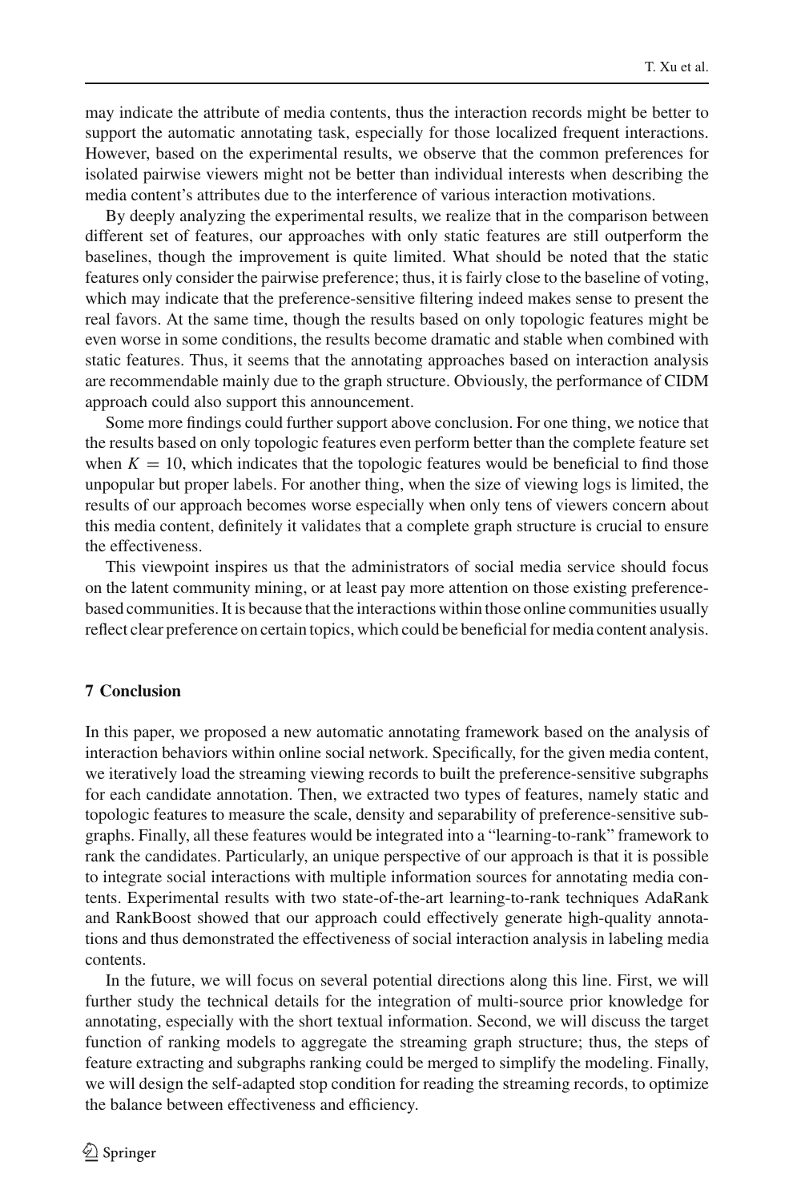may indicate the attribute of media contents, thus the interaction records might be better to support the automatic annotating task, especially for those localized frequent interactions. However, based on the experimental results, we observe that the common preferences for isolated pairwise viewers might not be better than individual interests when describing the media content's attributes due to the interference of various interaction motivations.

By deeply analyzing the experimental results, we realize that in the comparison between different set of features, our approaches with only static features are still outperform the baselines, though the improvement is quite limited. What should be noted that the static features only consider the pairwise preference; thus, it is fairly close to the baseline of voting, which may indicate that the preference-sensitive filtering indeed makes sense to present the real favors. At the same time, though the results based on only topologic features might be even worse in some conditions, the results become dramatic and stable when combined with static features. Thus, it seems that the annotating approaches based on interaction analysis are recommendable mainly due to the graph structure. Obviously, the performance of CIDM approach could also support this announcement.

Some more findings could further support above conclusion. For one thing, we notice that the results based on only topologic features even perform better than the complete feature set when $K = 10$, which indicates that the topologic features would be beneficial to find those unpopular but proper labels. For another thing, when the size of viewing logs is limited, the results of our approach becomes worse especially when only tens of viewers concern about this media content, definitely it validates that a complete graph structure is crucial to ensure the effectiveness.

This viewpoint inspires us that the administrators of social media service should focus on the latent community mining, or at least pay more attention on those existing preference-based communities. It is because that the interactions within those online communities usually reflect clear preference on certain topics, which could be beneficial for media content analysis.

## 7 Conclusion

In this paper, we proposed a new automatic annotating framework based on the analysis of interaction behaviors within online social network. Specifically, for the given media content, we iteratively load the streaming viewing records to built the preference-sensitive subgraphs for each candidate annotation. Then, we extracted two types of features, namely static and topologic features to measure the scale, density and separability of preference-sensitive subgraphs. Finally, all these features would be integrated into a "learning-to-rank" framework to rank the candidates. Particularly, an unique perspective of our approach is that it is possible to integrate social interactions with multiple information sources for annotating media contents. Experimental results with two state-of-the-art learning-to-rank techniques AdaRank and RankBoost showed that our approach could effectively generate high-quality annotations and thus demonstrated the effectiveness of social interaction analysis in labeling media contents.

In the future, we will focus on several potential directions along this line. First, we will further study the technical details for the integration of multi-source prior knowledge for annotating, especially with the short textual information. Second, we will discuss the target function of ranking models to aggregate the streaming graph structure; thus, the steps of feature extracting and subgraphs ranking could be merged to simplify the modeling. Finally, we will design the self-adapted stop condition for reading the streaming records, to optimize the balance between effectiveness and efficiency.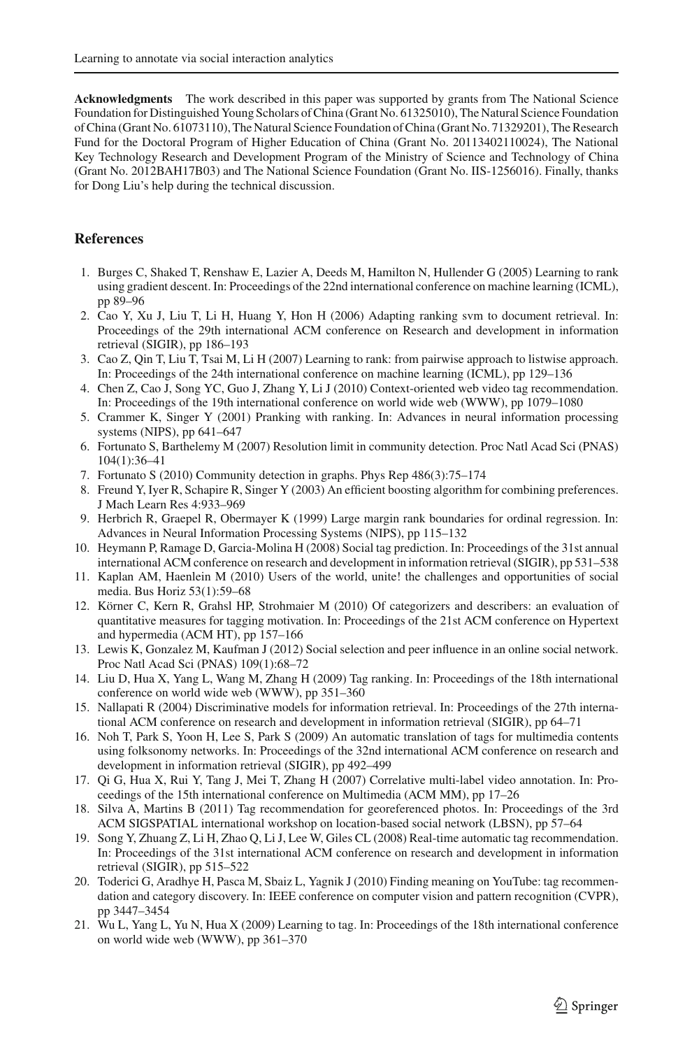**Acknowledgments** The work described in this paper was supported by grants from The National Science Foundation for Distinguished Young Scholars of China (Grant No. 61325010), The Natural Science Foundation of China (Grant No. 61073110), The Natural Science Foundation of China (Grant No. 71329201), The Research Fund for the Doctoral Program of Higher Education of China (Grant No. 20113402110024), The National Key Technology Research and Development Program of the Ministry of Science and Technology of China (Grant No. 2012BAH17B03) and The National Science Foundation (Grant No. IIS-1256016). Finally, thanks for Dong Liu's help during the technical discussion.

## References

1. Burges C, Shaked T, Renshaw E, Lazier A, Deeds M, Hamilton N, Hullender G (2005) Learning to rank using gradient descent. In: Proceedings of the 22nd international conference on machine learning (ICML), pp 89–96
2. Cao Y, Xu J, Liu T, Li H, Huang Y, Hon H (2006) Adapting ranking svm to document retrieval. In: Proceedings of the 29th international ACM conference on Research and development in information retrieval (SIGIR), pp 186–193
3. Cao Z, Qin T, Liu T, Tsai M, Li H (2007) Learning to rank: from pairwise approach to listwise approach. In: Proceedings of the 24th international conference on machine learning (ICML), pp 129–136
4. Chen Z, Cao J, Song YC, Guo J, Zhang Y, Li J (2010) Context-oriented web video tag recommendation. In: Proceedings of the 19th international conference on world wide web (WWW), pp 1079–1080
5. Crammer K, Singer Y (2001) Pranking with ranking. In: Advances in neural information processing systems (NIPS), pp 641–647
6. Fortunato S, Barthelemy M (2007) Resolution limit in community detection. Proc Natl Acad Sci (PNAS) 104(1):36–41
7. Fortunato S (2010) Community detection in graphs. Phys Rep 486(3):75–174
8. Freund Y, Iyer R, Schapire R, Singer Y (2003) An efficient boosting algorithm for combining preferences. J Mach Learn Res 4:933–969
9. Herbrich R, Graepel R, Obermayer K (1999) Large margin rank boundaries for ordinal regression. In: Advances in Neural Information Processing Systems (NIPS), pp 115–132
10. Heymann P, Ramage D, Garcia-Molina H (2008) Social tag prediction. In: Proceedings of the 31st annual international ACM conference on research and development in information retrieval (SIGIR), pp 531–538
11. Kaplan AM, Haenlein M (2010) Users of the world, unite! the challenges and opportunities of social media. Bus Horiz 53(1):59–68
12. Körner C, Kern R, Grahsl HP, Strohmaier M (2010) Of categorizers and describers: an evaluation of quantitative measures for tagging motivation. In: Proceedings of the 21st ACM conference on Hypertext and hypermedia (ACM HT), pp 157–166
13. Lewis K, Gonzalez M, Kaufman J (2012) Social selection and peer influence in an online social network. Proc Natl Acad Sci (PNAS) 109(1):68–72
14. Liu D, Hua X, Yang L, Wang M, Zhang H (2009) Tag ranking. In: Proceedings of the 18th international conference on world wide web (WWW), pp 351–360
15. Nallapati R (2004) Discriminative models for information retrieval. In: Proceedings of the 27th international ACM conference on research and development in information retrieval (SIGIR), pp 64–71
16. Noh T, Park S, Yoon H, Lee S, Park S (2009) An automatic translation of tags for multimedia contents using folksonomy networks. In: Proceedings of the 32nd international ACM conference on research and development in information retrieval (SIGIR), pp 492–499
17. Qi G, Hua X, Rui Y, Tang J, Mei T, Zhang H (2007) Correlative multi-label video annotation. In: Proceedings of the 15th international conference on Multimedia (ACM MM), pp 17–26
18. Silva A, Martins B (2011) Tag recommendation for georeferenced photos. In: Proceedings of the 3rd ACM SIGSPATIAL international workshop on location-based social network (LBSN), pp 57–64
19. Song Y, Zhuang Z, Li H, Zhao Q, Li J, Lee W, Giles CL (2008) Real-time automatic tag recommendation. In: Proceedings of the 31st international ACM conference on research and development in information retrieval (SIGIR), pp 515–522
20. Toderici G, Aradhye H, Pasca M, Sbaiz L, Yagnik J (2010) Finding meaning on YouTube: tag recommendation and category discovery. In: IEEE conference on computer vision and pattern recognition (CVPR), pp 3447–3454
21. Wu L, Yang L, Yu N, Hua X (2009) Learning to tag. In: Proceedings of the 18th international conference on world wide web (WWW), pp 361–370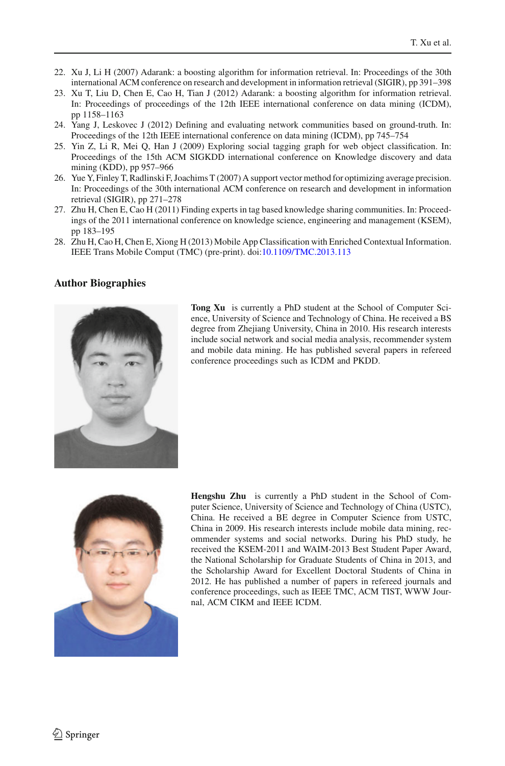22. Xu J, Li H (2007) Adarank: a boosting algorithm for information retrieval. In: Proceedings of the 30th international ACM conference on research and development in information retrieval (SIGIR), pp 391–398
23. Xu T, Liu D, Chen E, Cao H, Tian J (2012) Adarank: a boosting algorithm for information retrieval. In: Proceedings of proceedings of the 12th IEEE international conference on data mining (ICDM), pp 1158–1163
24. Yang J, Leskovec J (2012) Defining and evaluating network communities based on ground-truth. In: Proceedings of the 12th IEEE international conference on data mining (ICDM), pp 745–754
25. Yin Z, Li R, Mei Q, Han J (2009) Exploring social tagging graph for web object classification. In: Proceedings of the 15th ACM SIGKDD international conference on Knowledge discovery and data mining (KDD), pp 957–966
26. Yue Y, Finley T, Radlinski F, Joachims T (2007) A support vector method for optimizing average precision. In: Proceedings of the 30th international ACM conference on research and development in information retrieval (SIGIR), pp 271–278
27. Zhu H, Chen E, Cao H (2011) Finding experts in tag based knowledge sharing communities. In: Proceedings of the 2011 international conference on knowledge science, engineering and management (KSEM), pp 183–195
28. Zhu H, Cao H, Chen E, Xiong H (2013) Mobile App Classification with Enriched Contextual Information. IEEE Trans Mobile Comput (TMC) (pre-print). doi:10.1109/TMC.2013.113

## Author Biographies

**Tong Xu** is currently a PhD student at the School of Computer Science, University of Science and Technology of China. He received a BS degree from Zhejiang University, China in 2010. His research interests include social network and social media analysis, recommender system and mobile data mining. He has published several papers in refereed conference proceedings such as ICDM and PKDD.

**Hengshu Zhu** is currently a PhD student in the School of Computer Science, University of Science and Technology of China (USTC), China. He received a BE degree in Computer Science from USTC, China in 2009. His research interests include mobile data mining, recommender systems and social networks. During his PhD study, he received the KSEM-2011 and WAIM-2013 Best Student Paper Award, the National Scholarship for Graduate Students of China in 2013, and the Scholarship Award for Excellent Doctoral Students of China in 2012. He has published a number of papers in refereed journals and conference proceedings, such as IEEE TMC, ACM TIST, WWW Journal, ACM CIKM and IEEE ICDM.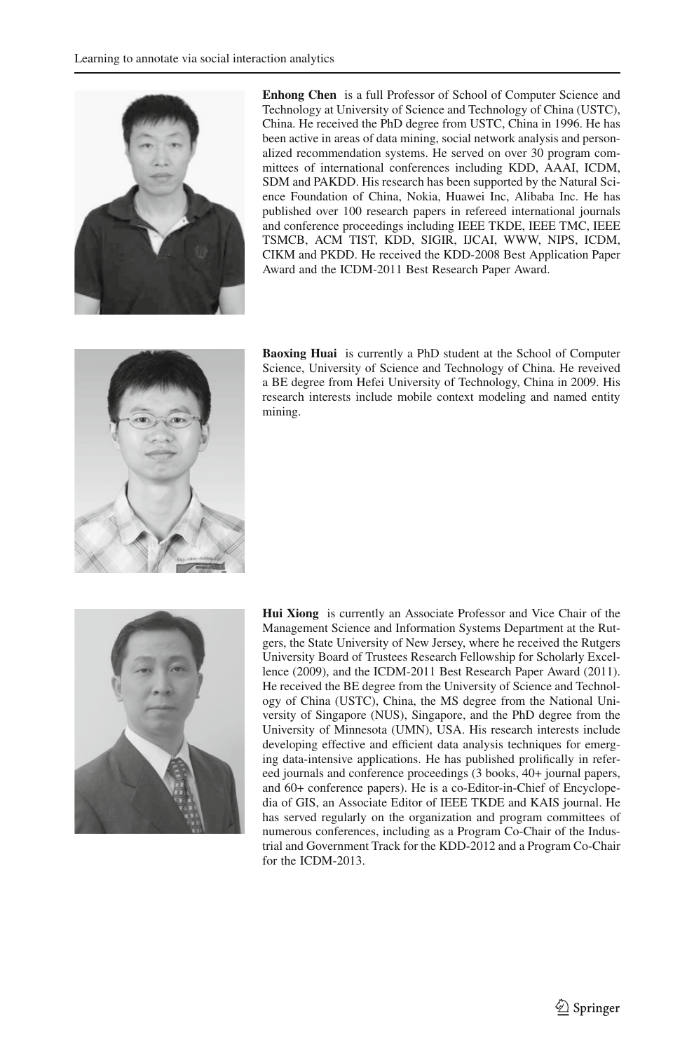**Enhong Chen** is a full Professor of School of Computer Science and Technology at University of Science and Technology of China (USTC), China. He received the PhD degree from USTC, China in 1996. He has been active in areas of data mining, social network analysis and personalized recommendation systems. He served on over 30 program committees of international conferences including KDD, AAAI, ICDM, SDM and PAKDD. His research has been supported by the Natural Science Foundation of China, Nokia, Huawei Inc, Alibaba Inc. He has published over 100 research papers in refereed international journals and conference proceedings including IEEE TKDE, IEEE TMC, IEEE TSMCB, ACM TIST, KDD, SIGIR, IJCAI, WWW, NIPS, ICDM, CIKM and PKDD. He received the KDD-2008 Best Application Paper Award and the ICDM-2011 Best Research Paper Award.

**Baoxing Huai** is currently a PhD student at the School of Computer Science, University of Science and Technology of China. He reveived a BE degree from Hefei University of Technology, China in 2009. His research interests include mobile context modeling and named entity mining.

**Hui Xiong** is currently an Associate Professor and Vice Chair of the Management Science and Information Systems Department at the Rutgers, the State University of New Jersey, where he received the Rutgers University Board of Trustees Research Fellowship for Scholarly Excellence (2009), and the ICDM-2011 Best Research Paper Award (2011). He received the BE degree from the University of Science and Technology of China (USTC), China, the MS degree from the National University of Singapore (NUS), Singapore, and the PhD degree from the University of Minnesota (UMN), USA. His research interests include developing effective and efficient data analysis techniques for emerging data-intensive applications. He has published prolifically in refereed journals and conference proceedings (3 books, 40+ journal papers, and 60+ conference papers). He is a co-Editor-in-Chief of Encyclopedia of GIS, an Associate Editor of IEEE TKDE and KAIS journal. He has served regularly on the organization and program committees of numerous conferences, including as a Program Co-Chair of the Industrial and Government Track for the KDD-2012 and a Program Co-Chair for the ICDM-2013.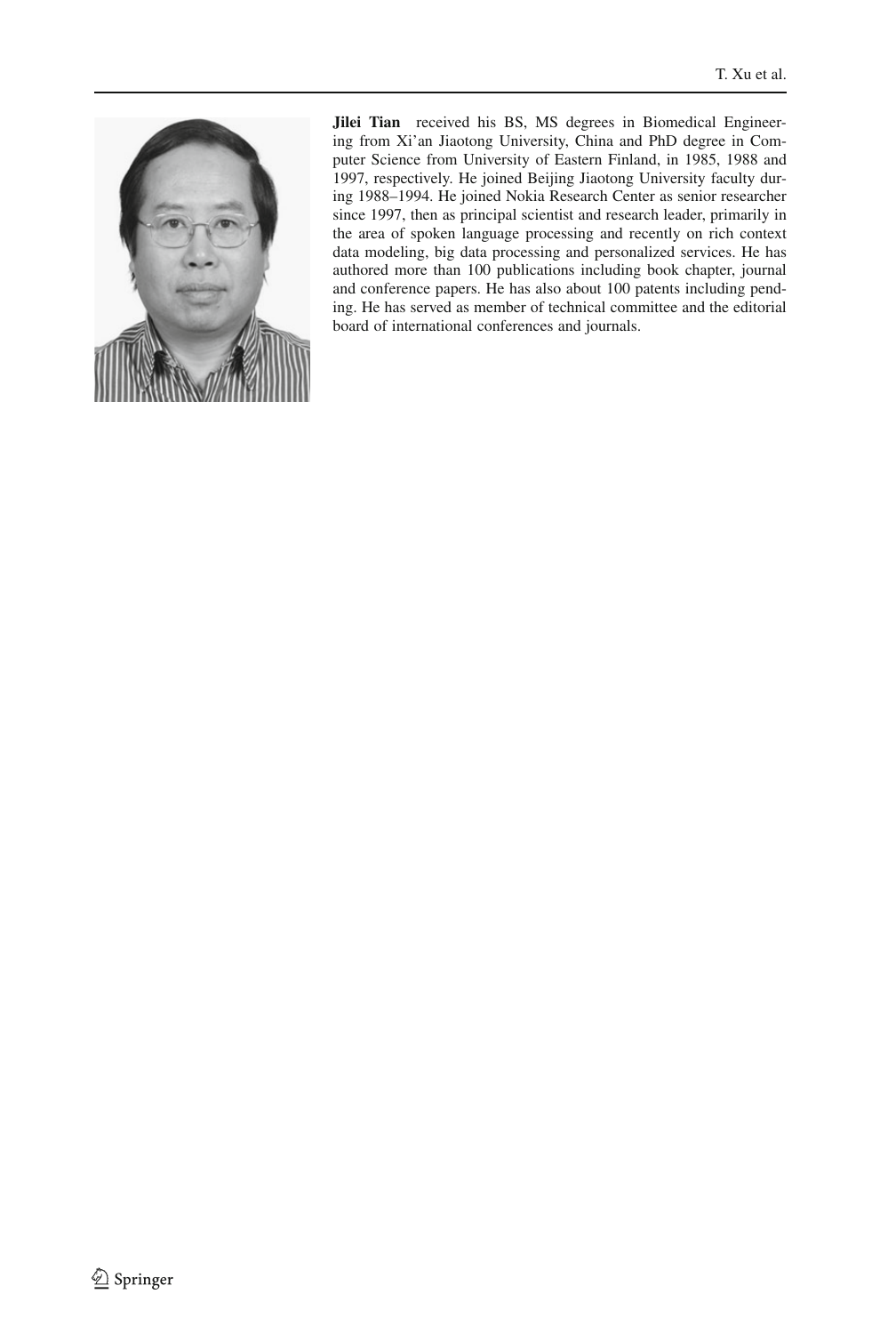**Jilei Tian** received his BS, MS degrees in Biomedical Engineering from Xi'an Jiaotong University, China and PhD degree in Computer Science from University of Eastern Finland, in 1985, 1988 and 1997, respectively. He joined Beijing Jiaotong University faculty during 1988–1994. He joined Nokia Research Center as senior researcher since 1997, then as principal scientist and research leader, primarily in the area of spoken language processing and recently on rich context data modeling, big data processing and personalized services. He has authored more than 100 publications including book chapter, journal and conference papers. He has also about 100 patents including pending. He has served as member of technical committee and the editorial board of international conferences and journals.